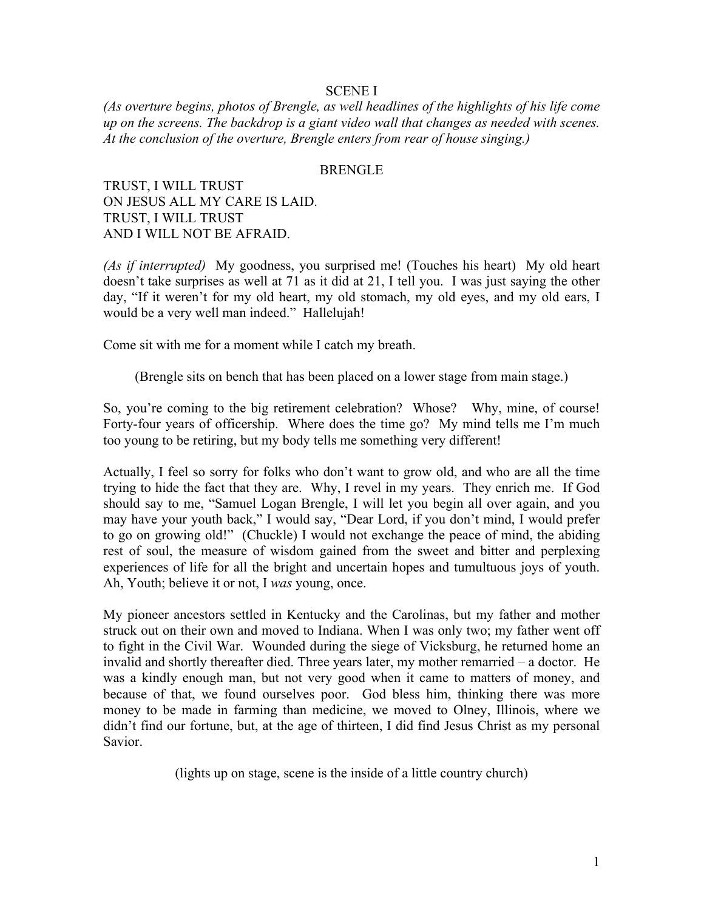SCENE I

*(As overture begins, photos of Brengle, as well headlines of the highlights of his life come up on the screens. The backdrop is a giant video wall that changes as needed with scenes. At the conclusion of the overture, Brengle enters from rear of house singing.)*

BRENGLE

TRUST, I WILL TRUST
ON JESUS ALL MY CARE IS LAID.
TRUST, I WILL TRUST
AND I WILL NOT BE AFRAID.

*(As if interrupted)* My goodness, you surprised me! (Touches his heart) My old heart doesn't take surprises as well at 71 as it did at 21, I tell you. I was just saying the other day, "If it weren't for my old heart, my old stomach, my old eyes, and my old ears, I would be a very well man indeed." Hallelujah!

Come sit with me for a moment while I catch my breath.

(Brengle sits on bench that has been placed on a lower stage from main stage.)

So, you're coming to the big retirement celebration? Whose? Why, mine, of course! Forty-four years of officership. Where does the time go? My mind tells me I'm much too young to be retiring, but my body tells me something very different!

Actually, I feel so sorry for folks who don't want to grow old, and who are all the time trying to hide the fact that they are. Why, I revel in my years. They enrich me. If God should say to me, "Samuel Logan Brengle, I will let you begin all over again, and you may have your youth back," I would say, "Dear Lord, if you don't mind, I would prefer to go on growing old!" (Chuckle) I would not exchange the peace of mind, the abiding rest of soul, the measure of wisdom gained from the sweet and bitter and perplexing experiences of life for all the bright and uncertain hopes and tumultuous joys of youth. Ah, Youth; believe it or not, I *was* young, once.

My pioneer ancestors settled in Kentucky and the Carolinas, but my father and mother struck out on their own and moved to Indiana. When I was only two; my father went off to fight in the Civil War. Wounded during the siege of Vicksburg, he returned home an invalid and shortly thereafter died. Three years later, my mother remarried – a doctor. He was a kindly enough man, but not very good when it came to matters of money, and because of that, we found ourselves poor. God bless him, thinking there was more money to be made in farming than medicine, we moved to Olney, Illinois, where we didn't find our fortune, but, at the age of thirteen, I did find Jesus Christ as my personal Savior.

(lights up on stage, scene is the inside of a little country church)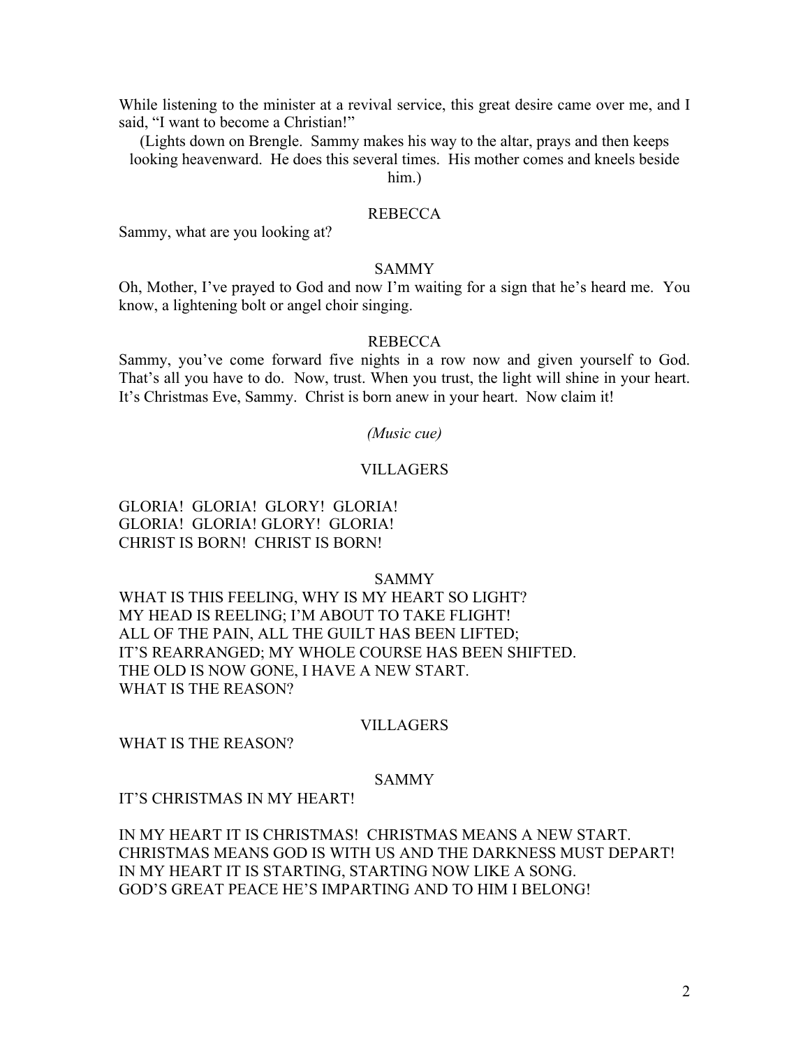While listening to the minister at a revival service, this great desire came over me, and I said, "I want to become a Christian!"

(Lights down on Brengle. Sammy makes his way to the altar, prays and then keeps looking heavenward. He does this several times. His mother comes and kneels beside him.)

REBECCA

Sammy, what are you looking at?

SAMMY

Oh, Mother, I've prayed to God and now I'm waiting for a sign that he's heard me. You know, a lightening bolt or angel choir singing.

REBECCA

Sammy, you've come forward five nights in a row now and given yourself to God. That's all you have to do. Now, trust. When you trust, the light will shine in your heart. It's Christmas Eve, Sammy. Christ is born anew in your heart. Now claim it!

*(Music cue)*

VILLAGERS

GLORIA! GLORIA! GLORY! GLORIA!
GLORIA! GLORIA! GLORY! GLORIA!
CHRIST IS BORN! CHRIST IS BORN!

SAMMY

WHAT IS THIS FEELING, WHY IS MY HEART SO LIGHT?
MY HEAD IS REELING; I'M ABOUT TO TAKE FLIGHT!
ALL OF THE PAIN, ALL THE GUILT HAS BEEN LIFTED;
IT'S REARRANGED; MY WHOLE COURSE HAS BEEN SHIFTED.
THE OLD IS NOW GONE, I HAVE A NEW START.
WHAT IS THE REASON?

VILLAGERS

WHAT IS THE REASON?

SAMMY

IT'S CHRISTMAS IN MY HEART!

IN MY HEART IT IS CHRISTMAS! CHRISTMAS MEANS A NEW START.
CHRISTMAS MEANS GOD IS WITH US AND THE DARKNESS MUST DEPART!
IN MY HEART IT IS STARTING, STARTING NOW LIKE A SONG.
GOD'S GREAT PEACE HE'S IMPARTING AND TO HIM I BELONG!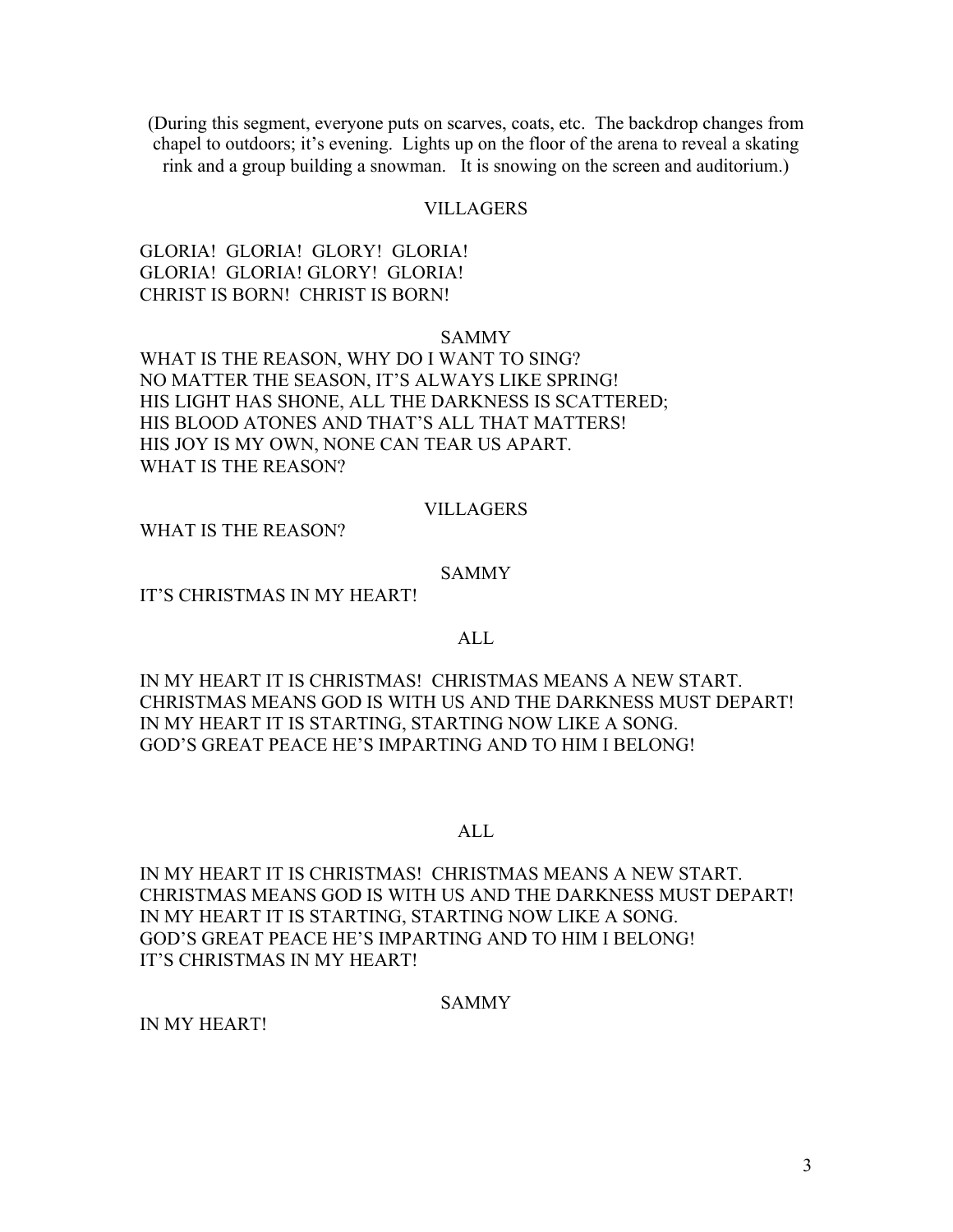(During this segment, everyone puts on scarves, coats, etc. The backdrop changes from chapel to outdoors; it's evening. Lights up on the floor of the arena to reveal a skating rink and a group building a snowman. It is snowing on the screen and auditorium.)

VILLAGERS

GLORIA! GLORIA! GLORY! GLORIA!
GLORIA! GLORIA! GLORY! GLORIA!
CHRIST IS BORN! CHRIST IS BORN!

SAMMY

WHAT IS THE REASON, WHY DO I WANT TO SING?
NO MATTER THE SEASON, IT'S ALWAYS LIKE SPRING!
HIS LIGHT HAS SHONE, ALL THE DARKNESS IS SCATTERED;
HIS BLOOD ATONES AND THAT'S ALL THAT MATTERS!
HIS JOY IS MY OWN, NONE CAN TEAR US APART.
WHAT IS THE REASON?

VILLAGERS

WHAT IS THE REASON?

SAMMY

IT'S CHRISTMAS IN MY HEART!

ALL

IN MY HEART IT IS CHRISTMAS! CHRISTMAS MEANS A NEW START.
CHRISTMAS MEANS GOD IS WITH US AND THE DARKNESS MUST DEPART!
IN MY HEART IT IS STARTING, STARTING NOW LIKE A SONG.
GOD'S GREAT PEACE HE'S IMPARTING AND TO HIM I BELONG!

ALL

IN MY HEART IT IS CHRISTMAS! CHRISTMAS MEANS A NEW START.
CHRISTMAS MEANS GOD IS WITH US AND THE DARKNESS MUST DEPART!
IN MY HEART IT IS STARTING, STARTING NOW LIKE A SONG.
GOD'S GREAT PEACE HE'S IMPARTING AND TO HIM I BELONG!
IT'S CHRISTMAS IN MY HEART!

SAMMY

IN MY HEART!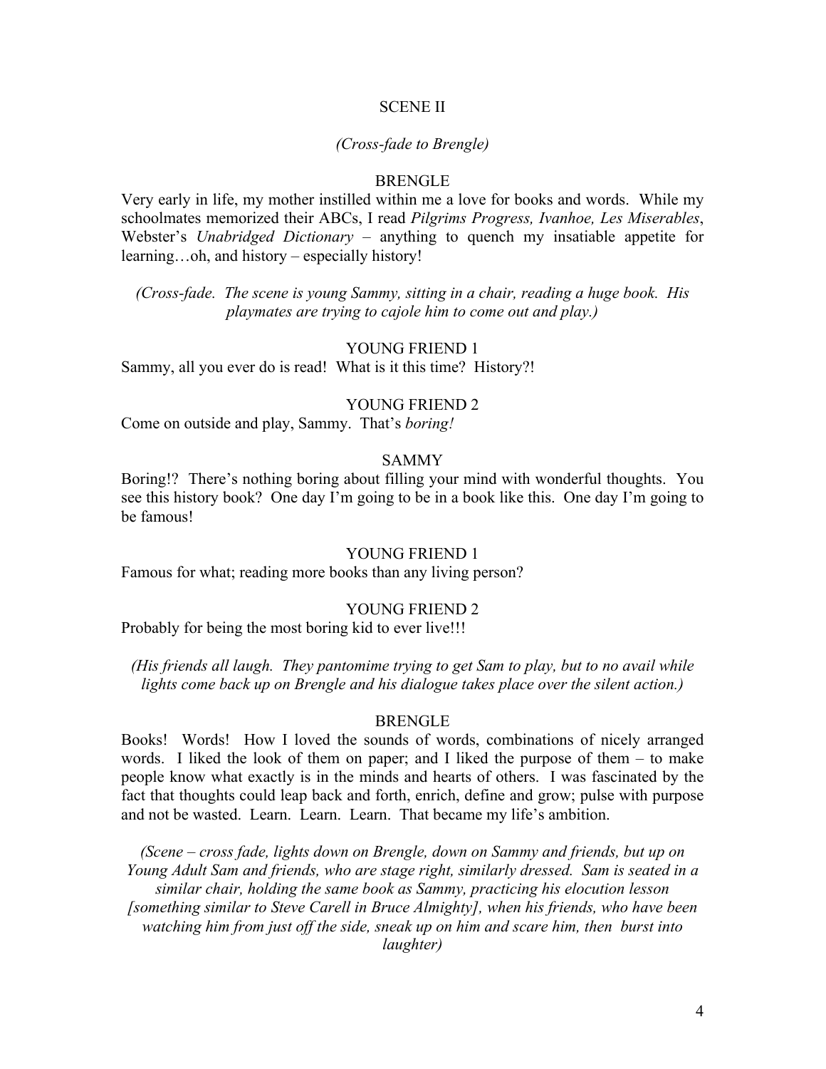## SCENE II

*(Cross-fade to Brengle)*

BRENGLE

Very early in life, my mother instilled within me a love for books and words. While my schoolmates memorized their ABCs, I read *Pilgrims Progress, Ivanhoe, Les Miserables*, Webster's *Unabridged Dictionary* – anything to quench my insatiable appetite for learning…oh, and history – especially history!

*(Cross-fade. The scene is young Sammy, sitting in a chair, reading a huge book. His playmates are trying to cajole him to come out and play.)*

YOUNG FRIEND 1

Sammy, all you ever do is read! What is it this time? History?!

YOUNG FRIEND 2

Come on outside and play, Sammy. That's *boring!*

SAMMY

Boring!? There's nothing boring about filling your mind with wonderful thoughts. You see this history book? One day I'm going to be in a book like this. One day I'm going to be famous!

YOUNG FRIEND 1

Famous for what; reading more books than any living person?

YOUNG FRIEND 2

Probably for being the most boring kid to ever live!!!

*(His friends all laugh. They pantomime trying to get Sam to play, but to no avail while lights come back up on Brengle and his dialogue takes place over the silent action.)*

BRENGLE

Books! Words! How I loved the sounds of words, combinations of nicely arranged words. I liked the look of them on paper; and I liked the purpose of them – to make people know what exactly is in the minds and hearts of others. I was fascinated by the fact that thoughts could leap back and forth, enrich, define and grow; pulse with purpose and not be wasted. Learn. Learn. Learn. That became my life's ambition.

*(Scene – cross fade, lights down on Brengle, down on Sammy and friends, but up on Young Adult Sam and friends, who are stage right, similarly dressed. Sam is seated in a similar chair, holding the same book as Sammy, practicing his elocution lesson [something similar to Steve Carell in Bruce Almighty], when his friends, who have been watching him from just off the side, sneak up on him and scare him, then burst into laughter)*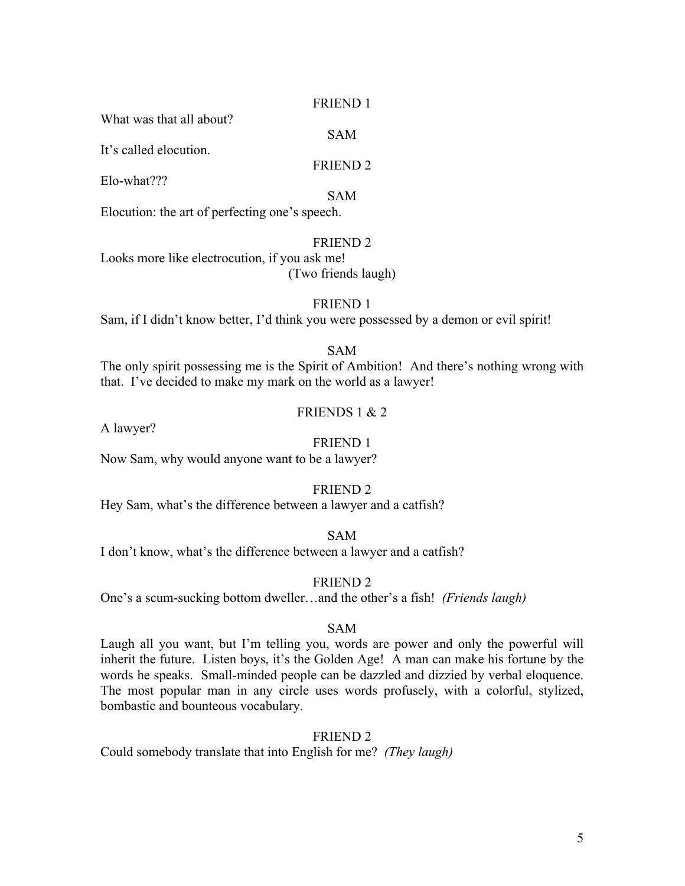FRIEND 1

What was that all about?

SAM

It's called elocution.

FRIEND 2

Elo-what???

SAM

Elocution: the art of perfecting one's speech.

FRIEND 2

Looks more like electrocution, if you ask me!

(Two friends laugh)

FRIEND 1

Sam, if I didn't know better, I'd think you were possessed by a demon or evil spirit!

SAM

The only spirit possessing me is the Spirit of Ambition! And there's nothing wrong with that. I've decided to make my mark on the world as a lawyer!

FRIENDS 1 & 2

A lawyer?

FRIEND 1

Now Sam, why would anyone want to be a lawyer?

FRIEND 2

Hey Sam, what's the difference between a lawyer and a catfish?

SAM

I don't know, what's the difference between a lawyer and a catfish?

FRIEND 2

One's a scum-sucking bottom dweller…and the other's a fish! *(Friends laugh)*

SAM

Laugh all you want, but I'm telling you, words are power and only the powerful will inherit the future. Listen boys, it's the Golden Age! A man can make his fortune by the words he speaks. Small-minded people can be dazzled and dizzied by verbal eloquence. The most popular man in any circle uses words profusely, with a colorful, stylized, bombastic and bounteous vocabulary.

FRIEND 2

Could somebody translate that into English for me? *(They laugh)*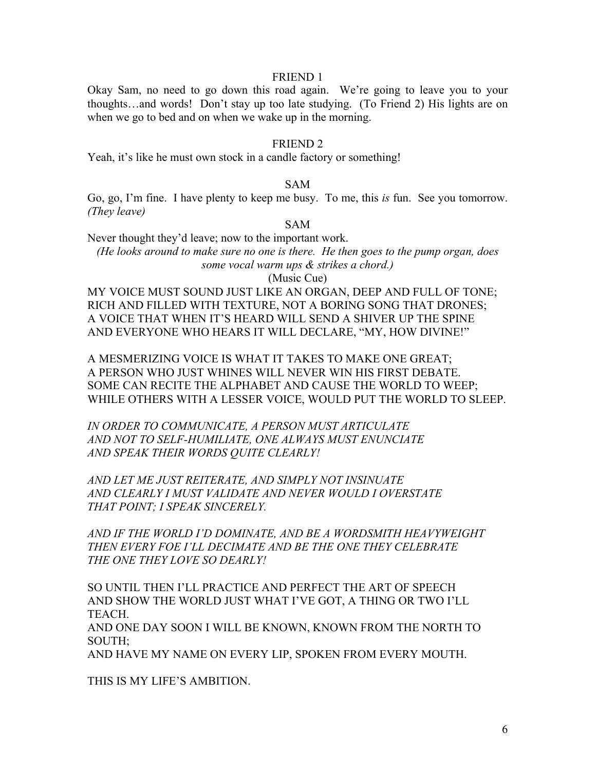FRIEND 1

Okay Sam, no need to go down this road again. We're going to leave you to your thoughts…and words! Don't stay up too late studying. (To Friend 2) His lights are on when we go to bed and on when we wake up in the morning.

FRIEND 2

Yeah, it's like he must own stock in a candle factory or something!

SAM

Go, go, I'm fine. I have plenty to keep me busy. To me, this *is* fun. See you tomorrow. *(They leave)*

SAM

Never thought they'd leave; now to the important work.

*(He looks around to make sure no one is there. He then goes to the pump organ, does some vocal warm ups & strikes a chord.)*

(Music Cue)

MY VOICE MUST SOUND JUST LIKE AN ORGAN, DEEP AND FULL OF TONE;
RICH AND FILLED WITH TEXTURE, NOT A BORING SONG THAT DRONES;
A VOICE THAT WHEN IT'S HEARD WILL SEND A SHIVER UP THE SPINE
AND EVERYONE WHO HEARS IT WILL DECLARE, "MY, HOW DIVINE!"

A MESMERIZING VOICE IS WHAT IT TAKES TO MAKE ONE GREAT;
A PERSON WHO JUST WHINES WILL NEVER WIN HIS FIRST DEBATE.
SOME CAN RECITE THE ALPHABET AND CAUSE THE WORLD TO WEEP;
WHILE OTHERS WITH A LESSER VOICE, WOULD PUT THE WORLD TO SLEEP.

*IN ORDER TO COMMUNICATE, A PERSON MUST ARTICULATE*
*AND NOT TO SELF-HUMILIATE, ONE ALWAYS MUST ENUNCIATE*
*AND SPEAK THEIR WORDS QUITE CLEARLY!*

*AND LET ME JUST REITERATE, AND SIMPLY NOT INSINUATE*
*AND CLEARLY I MUST VALIDATE AND NEVER WOULD I OVERSTATE*
*THAT POINT; I SPEAK SINCERELY.*

*AND IF THE WORLD I'D DOMINATE, AND BE A WORDSMITH HEAVYWEIGHT*
*THEN EVERY FOE I'LL DECIMATE AND BE THE ONE THEY CELEBRATE*
*THE ONE THEY LOVE SO DEARLY!*

SO UNTIL THEN I'LL PRACTICE AND PERFECT THE ART OF SPEECH
AND SHOW THE WORLD JUST WHAT I'VE GOT, A THING OR TWO I'LL TEACH.
AND ONE DAY SOON I WILL BE KNOWN, KNOWN FROM THE NORTH TO SOUTH;
AND HAVE MY NAME ON EVERY LIP, SPOKEN FROM EVERY MOUTH.

THIS IS MY LIFE'S AMBITION.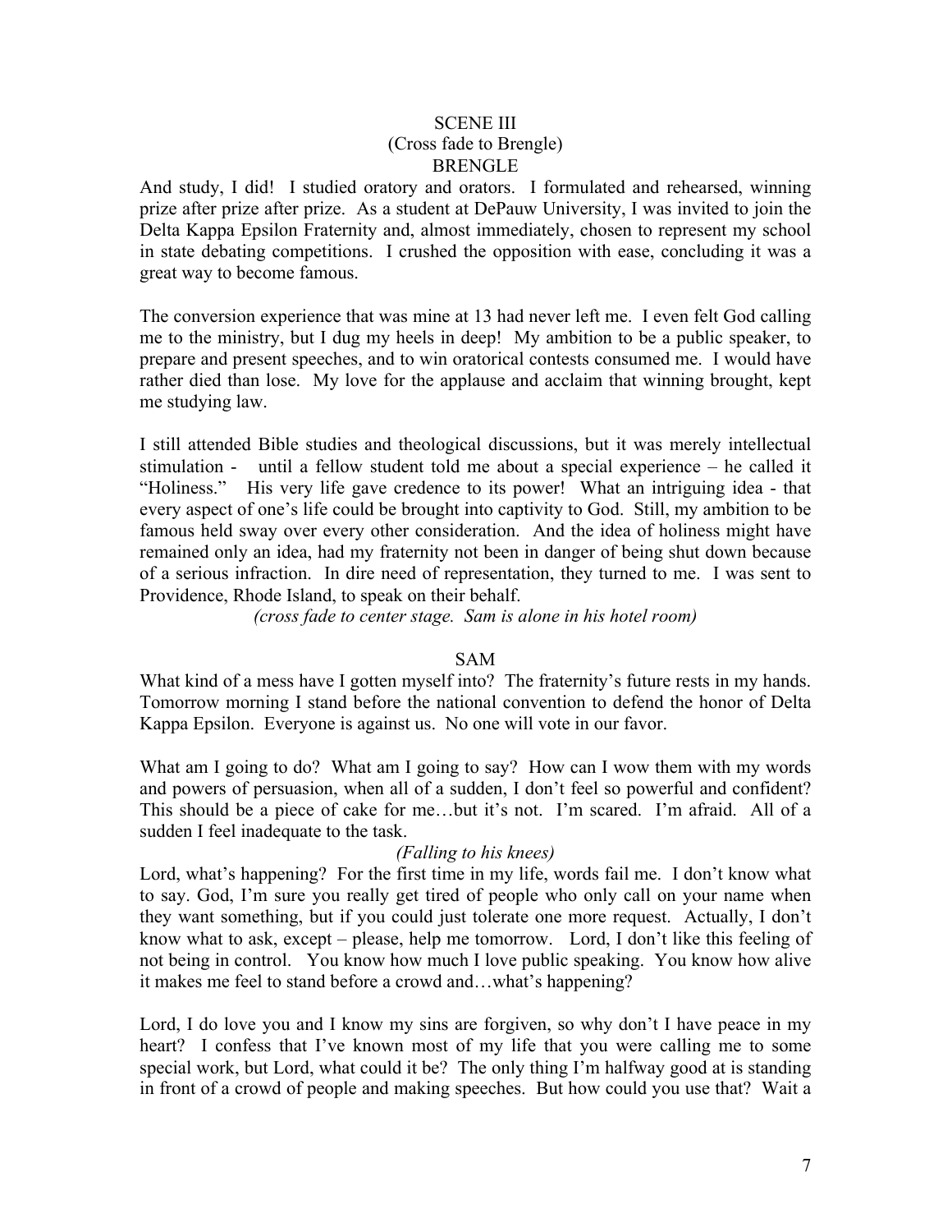SCENE III

*(Cross fade to Brengle)*

BRENGLE

And study, I did! I studied oratory and orators. I formulated and rehearsed, winning prize after prize after prize. As a student at DePauw University, I was invited to join the Delta Kappa Epsilon Fraternity and, almost immediately, chosen to represent my school in state debating competitions. I crushed the opposition with ease, concluding it was a great way to become famous.

The conversion experience that was mine at 13 had never left me. I even felt God calling me to the ministry, but I dug my heels in deep! My ambition to be a public speaker, to prepare and present speeches, and to win oratorical contests consumed me. I would have rather died than lose. My love for the applause and acclaim that winning brought, kept me studying law.

I still attended Bible studies and theological discussions, but it was merely intellectual stimulation - until a fellow student told me about a special experience – he called it "Holiness." His very life gave credence to its power! What an intriguing idea - that every aspect of one's life could be brought into captivity to God. Still, my ambition to be famous held sway over every other consideration. And the idea of holiness might have remained only an idea, had my fraternity not been in danger of being shut down because of a serious infraction. In dire need of representation, they turned to me. I was sent to Providence, Rhode Island, to speak on their behalf.

*(cross fade to center stage. Sam is alone in his hotel room)*

SAM

What kind of a mess have I gotten myself into? The fraternity's future rests in my hands. Tomorrow morning I stand before the national convention to defend the honor of Delta Kappa Epsilon. Everyone is against us. No one will vote in our favor.

What am I going to do? What am I going to say? How can I wow them with my words and powers of persuasion, when all of a sudden, I don't feel so powerful and confident? This should be a piece of cake for me…but it's not. I'm scared. I'm afraid. All of a sudden I feel inadequate to the task.

*(Falling to his knees)*

Lord, what's happening? For the first time in my life, words fail me. I don't know what to say. God, I'm sure you really get tired of people who only call on your name when they want something, but if you could just tolerate one more request. Actually, I don't know what to ask, except – please, help me tomorrow. Lord, I don't like this feeling of not being in control. You know how much I love public speaking. You know how alive it makes me feel to stand before a crowd and…what's happening?

Lord, I do love you and I know my sins are forgiven, so why don't I have peace in my heart? I confess that I've known most of my life that you were calling me to some special work, but Lord, what could it be? The only thing I'm halfway good at is standing in front of a crowd of people and making speeches. But how could you use that? Wait a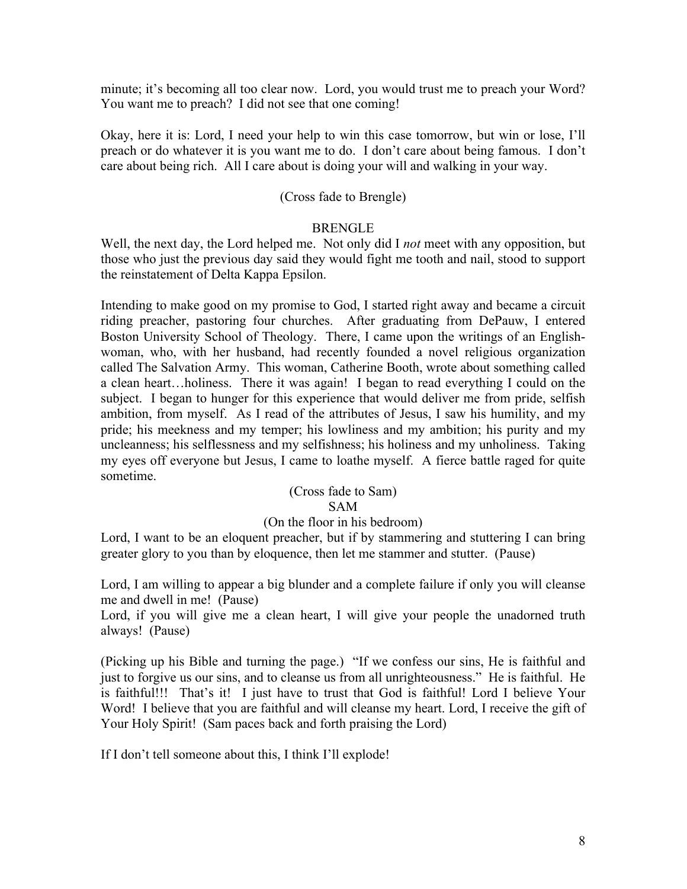minute; it's becoming all too clear now. Lord, you would trust me to preach your Word? You want me to preach? I did not see that one coming!

Okay, here it is: Lord, I need your help to win this case tomorrow, but win or lose, I'll preach or do whatever it is you want me to do. I don't care about being famous. I don't care about being rich. All I care about is doing your will and walking in your way.

(Cross fade to Brengle)

BRENGLE

Well, the next day, the Lord helped me. Not only did I *not* meet with any opposition, but those who just the previous day said they would fight me tooth and nail, stood to support the reinstatement of Delta Kappa Epsilon.

Intending to make good on my promise to God, I started right away and became a circuit riding preacher, pastoring four churches. After graduating from DePauw, I entered Boston University School of Theology. There, I came upon the writings of an English-woman, who, with her husband, had recently founded a novel religious organization called The Salvation Army. This woman, Catherine Booth, wrote about something called a clean heart…holiness. There it was again! I began to read everything I could on the subject. I began to hunger for this experience that would deliver me from pride, selfish ambition, from myself. As I read of the attributes of Jesus, I saw his humility, and my pride; his meekness and my temper; his lowliness and my ambition; his purity and my uncleanness; his selflessness and my selfishness; his holiness and my unholiness. Taking my eyes off everyone but Jesus, I came to loathe myself. A fierce battle raged for quite sometime.

(Cross fade to Sam)

SAM

(On the floor in his bedroom)

Lord, I want to be an eloquent preacher, but if by stammering and stuttering I can bring greater glory to you than by eloquence, then let me stammer and stutter. (Pause)

Lord, I am willing to appear a big blunder and a complete failure if only you will cleanse me and dwell in me! (Pause)

Lord, if you will give me a clean heart, I will give your people the unadorned truth always! (Pause)

(Picking up his Bible and turning the page.) "If we confess our sins, He is faithful and just to forgive us our sins, and to cleanse us from all unrighteousness." He is faithful. He is faithful!!! That's it! I just have to trust that God is faithful! Lord I believe Your Word! I believe that you are faithful and will cleanse my heart. Lord, I receive the gift of Your Holy Spirit! (Sam paces back and forth praising the Lord)

If I don't tell someone about this, I think I'll explode!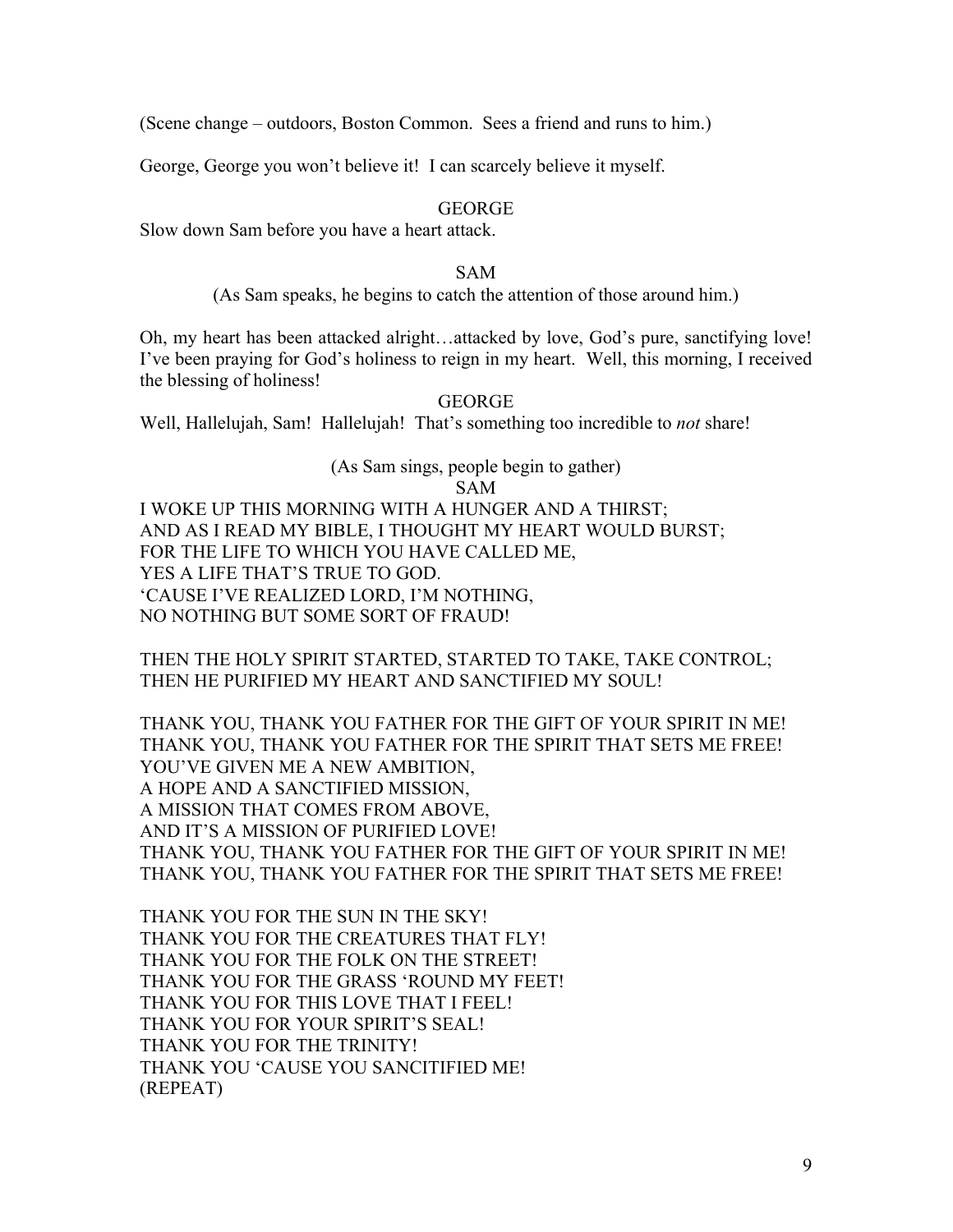(Scene change – outdoors, Boston Common. Sees a friend and runs to him.)

George, George you won't believe it! I can scarcely believe it myself.

GEORGE

Slow down Sam before you have a heart attack.

SAM

(As Sam speaks, he begins to catch the attention of those around him.)

Oh, my heart has been attacked alright…attacked by love, God's pure, sanctifying love! I've been praying for God's holiness to reign in my heart. Well, this morning, I received the blessing of holiness!

GEORGE

Well, Hallelujah, Sam! Hallelujah! That's something too incredible to *not* share!

(As Sam sings, people begin to gather)

SAM

I WOKE UP THIS MORNING WITH A HUNGER AND A THIRST;
AND AS I READ MY BIBLE, I THOUGHT MY HEART WOULD BURST;
FOR THE LIFE TO WHICH YOU HAVE CALLED ME,
YES A LIFE THAT'S TRUE TO GOD.
'CAUSE I'VE REALIZED LORD, I'M NOTHING,
NO NOTHING BUT SOME SORT OF FRAUD!

THEN THE HOLY SPIRIT STARTED, STARTED TO TAKE, TAKE CONTROL;
THEN HE PURIFIED MY HEART AND SANCTIFIED MY SOUL!

THANK YOU, THANK YOU FATHER FOR THE GIFT OF YOUR SPIRIT IN ME!
THANK YOU, THANK YOU FATHER FOR THE SPIRIT THAT SETS ME FREE!
YOU'VE GIVEN ME A NEW AMBITION,
A HOPE AND A SANCTIFIED MISSION,
A MISSION THAT COMES FROM ABOVE,
AND IT'S A MISSION OF PURIFIED LOVE!
THANK YOU, THANK YOU FATHER FOR THE GIFT OF YOUR SPIRIT IN ME!
THANK YOU, THANK YOU FATHER FOR THE SPIRIT THAT SETS ME FREE!

THANK YOU FOR THE SUN IN THE SKY!
THANK YOU FOR THE CREATURES THAT FLY!
THANK YOU FOR THE FOLK ON THE STREET!
THANK YOU FOR THE GRASS 'ROUND MY FEET!
THANK YOU FOR THIS LOVE THAT I FEEL!
THANK YOU FOR YOUR SPIRIT'S SEAL!
THANK YOU FOR THE TRINITY!
THANK YOU 'CAUSE YOU SANCITIFIED ME!
(REPEAT)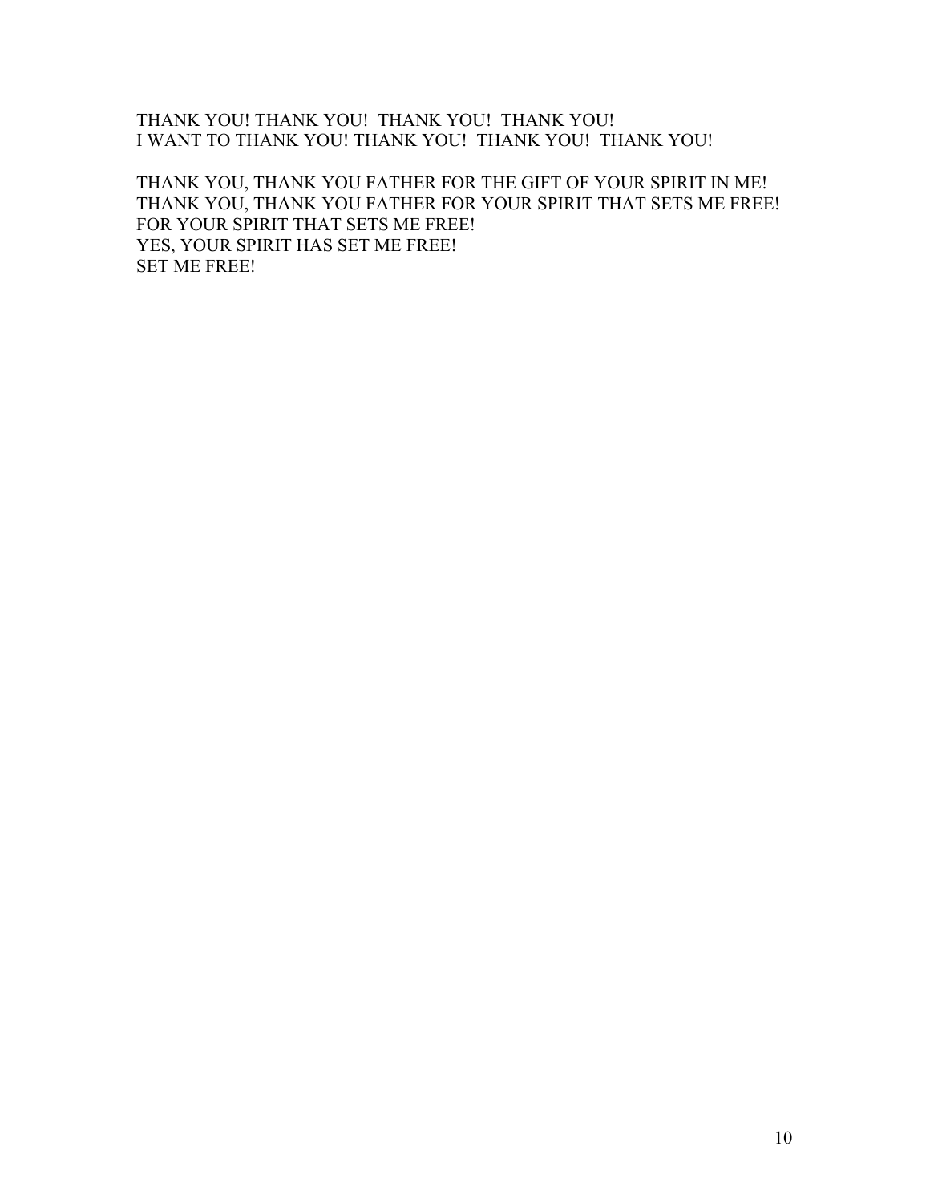THANK YOU! THANK YOU! THANK YOU! THANK YOU!
I WANT TO THANK YOU! THANK YOU! THANK YOU! THANK YOU!

THANK YOU, THANK YOU FATHER FOR THE GIFT OF YOUR SPIRIT IN ME!
THANK YOU, THANK YOU FATHER FOR YOUR SPIRIT THAT SETS ME FREE!
FOR YOUR SPIRIT THAT SETS ME FREE!
YES, YOUR SPIRIT HAS SET ME FREE!
SET ME FREE!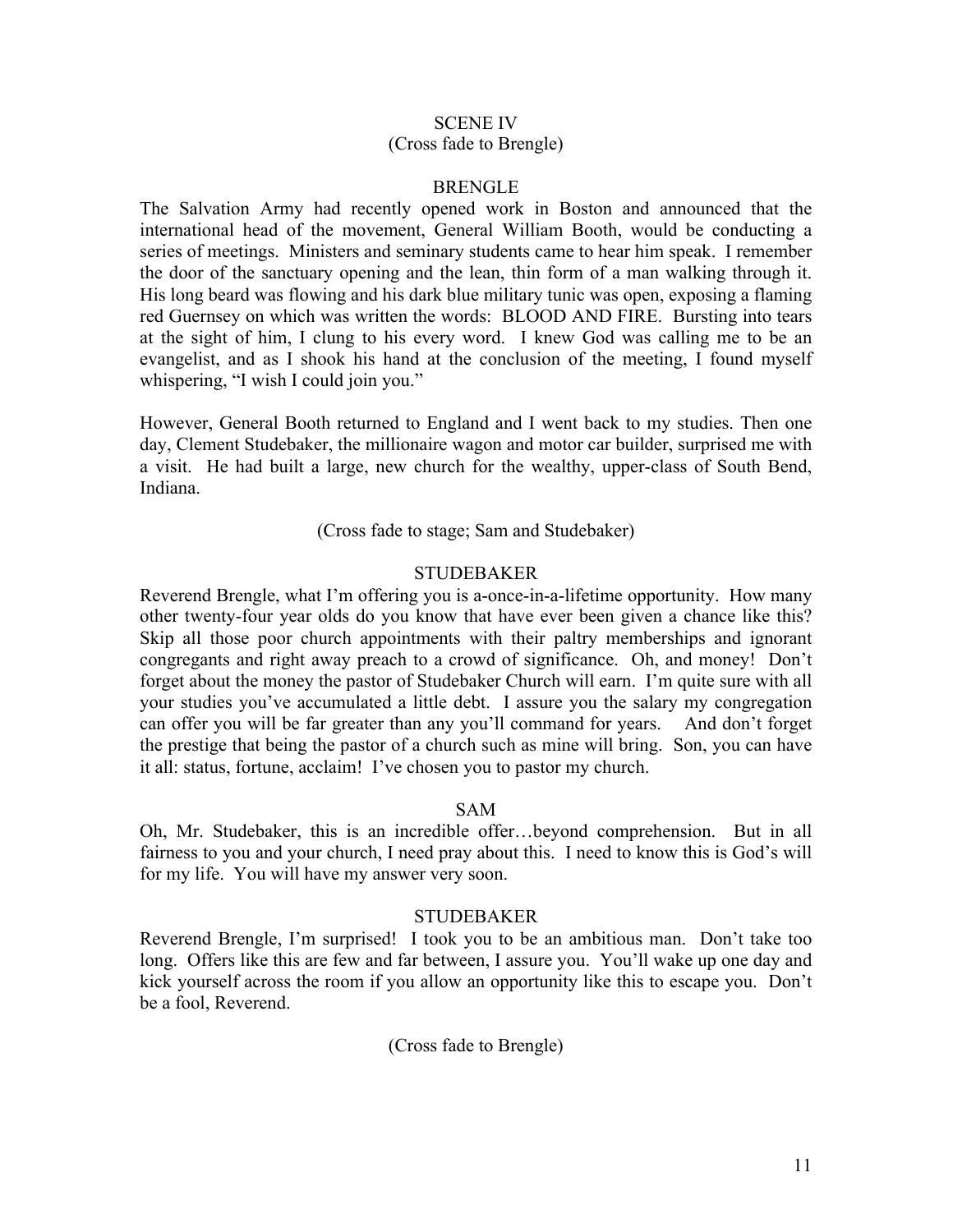SCENE IV

(Cross fade to Brengle)

BRENGLE

The Salvation Army had recently opened work in Boston and announced that the international head of the movement, General William Booth, would be conducting a series of meetings. Ministers and seminary students came to hear him speak. I remember the door of the sanctuary opening and the lean, thin form of a man walking through it. His long beard was flowing and his dark blue military tunic was open, exposing a flaming red Guernsey on which was written the words: BLOOD AND FIRE. Bursting into tears at the sight of him, I clung to his every word. I knew God was calling me to be an evangelist, and as I shook his hand at the conclusion of the meeting, I found myself whispering, "I wish I could join you."

However, General Booth returned to England and I went back to my studies. Then one day, Clement Studebaker, the millionaire wagon and motor car builder, surprised me with a visit. He had built a large, new church for the wealthy, upper-class of South Bend, Indiana.

(Cross fade to stage; Sam and Studebaker)

STUDEBAKER

Reverend Brengle, what I'm offering you is a-once-in-a-lifetime opportunity. How many other twenty-four year olds do you know that have ever been given a chance like this? Skip all those poor church appointments with their paltry memberships and ignorant congregants and right away preach to a crowd of significance. Oh, and money! Don't forget about the money the pastor of Studebaker Church will earn. I'm quite sure with all your studies you've accumulated a little debt. I assure you the salary my congregation can offer you will be far greater than any you'll command for years. And don't forget the prestige that being the pastor of a church such as mine will bring. Son, you can have it all: status, fortune, acclaim! I've chosen you to pastor my church.

SAM

Oh, Mr. Studebaker, this is an incredible offer…beyond comprehension. But in all fairness to you and your church, I need pray about this. I need to know this is God's will for my life. You will have my answer very soon.

STUDEBAKER

Reverend Brengle, I'm surprised! I took you to be an ambitious man. Don't take too long. Offers like this are few and far between, I assure you. You'll wake up one day and kick yourself across the room if you allow an opportunity like this to escape you. Don't be a fool, Reverend.

(Cross fade to Brengle)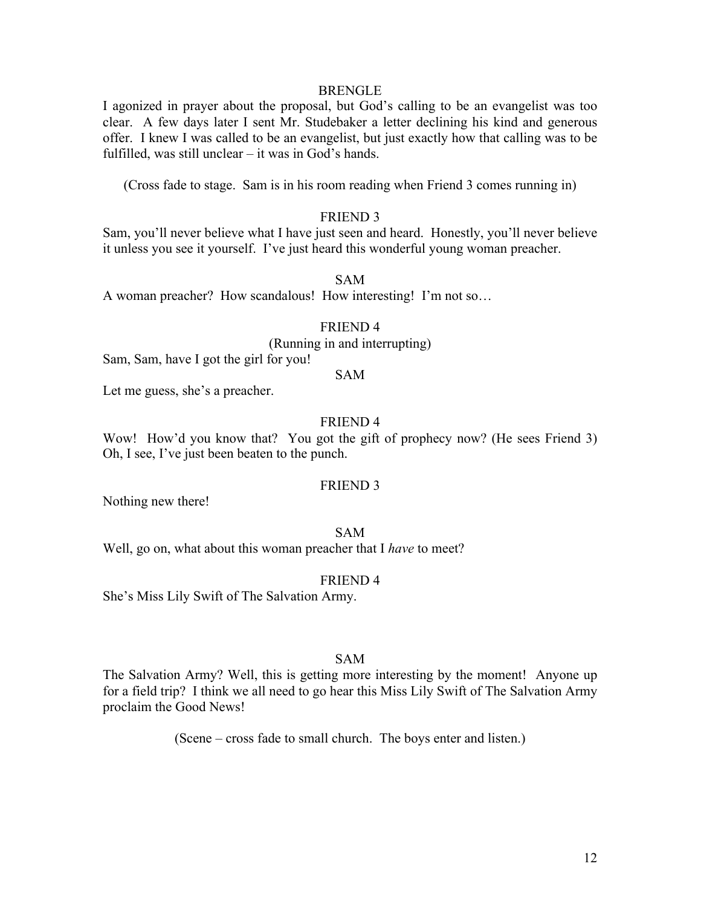BRENGLE

I agonized in prayer about the proposal, but God's calling to be an evangelist was too clear. A few days later I sent Mr. Studebaker a letter declining his kind and generous offer. I knew I was called to be an evangelist, but just exactly how that calling was to be fulfilled, was still unclear – it was in God's hands.

(Cross fade to stage. Sam is in his room reading when Friend 3 comes running in)

FRIEND 3

Sam, you'll never believe what I have just seen and heard. Honestly, you'll never believe it unless you see it yourself. I've just heard this wonderful young woman preacher.

SAM

A woman preacher? How scandalous! How interesting! I'm not so…

FRIEND 4

(Running in and interrupting)

Sam, Sam, have I got the girl for you!

SAM

Let me guess, she's a preacher.

FRIEND 4

Wow! How'd you know that? You got the gift of prophecy now? (He sees Friend 3) Oh, I see, I've just been beaten to the punch.

FRIEND 3

Nothing new there!

SAM

Well, go on, what about this woman preacher that I *have* to meet?

FRIEND 4

She's Miss Lily Swift of The Salvation Army.

SAM

The Salvation Army? Well, this is getting more interesting by the moment! Anyone up for a field trip? I think we all need to go hear this Miss Lily Swift of The Salvation Army proclaim the Good News!

(Scene – cross fade to small church. The boys enter and listen.)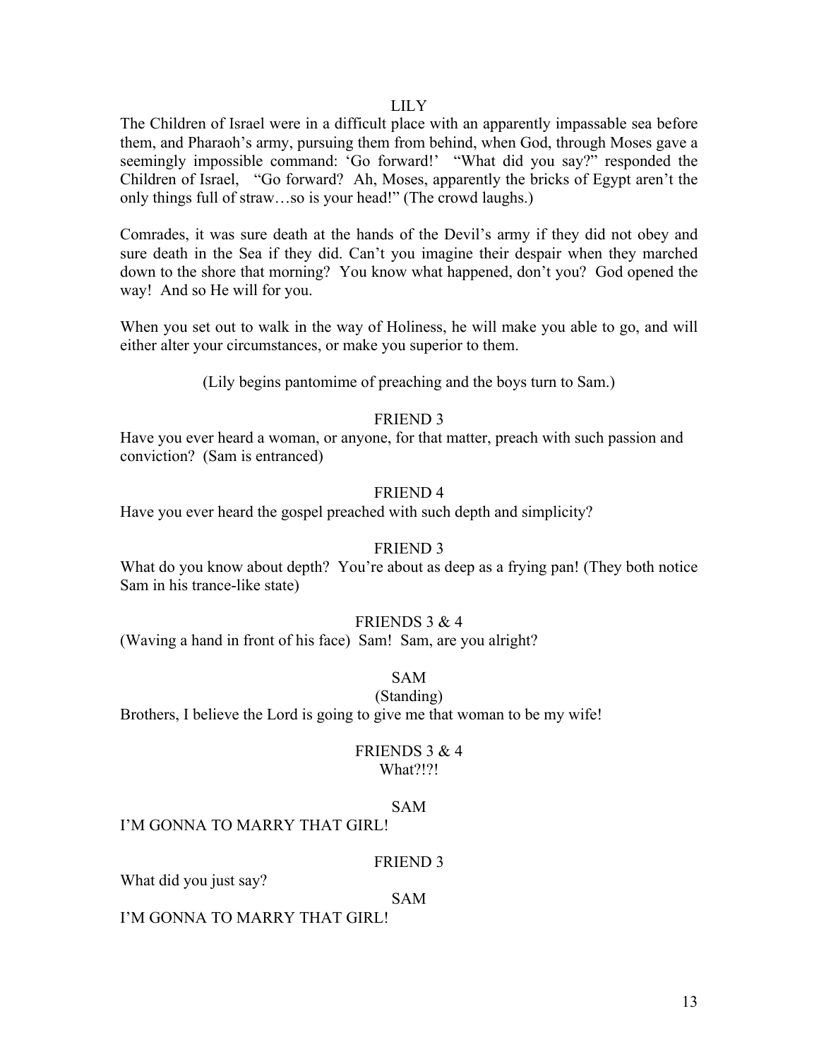LILY

The Children of Israel were in a difficult place with an apparently impassable sea before them, and Pharaoh's army, pursuing them from behind, when God, through Moses gave a seemingly impossible command: 'Go forward!' "What did you say?" responded the Children of Israel, "Go forward? Ah, Moses, apparently the bricks of Egypt aren't the only things full of straw…so is your head!" (The crowd laughs.)

Comrades, it was sure death at the hands of the Devil's army if they did not obey and sure death in the Sea if they did. Can't you imagine their despair when they marched down to the shore that morning? You know what happened, don't you? God opened the way! And so He will for you.

When you set out to walk in the way of Holiness, he will make you able to go, and will either alter your circumstances, or make you superior to them.

(Lily begins pantomime of preaching and the boys turn to Sam.)

FRIEND 3

Have you ever heard a woman, or anyone, for that matter, preach with such passion and conviction? (Sam is entranced)

FRIEND 4

Have you ever heard the gospel preached with such depth and simplicity?

FRIEND 3

What do you know about depth? You're about as deep as a frying pan! (They both notice Sam in his trance-like state)

FRIENDS 3 & 4

(Waving a hand in front of his face) Sam! Sam, are you alright?

SAM

(Standing)

Brothers, I believe the Lord is going to give me that woman to be my wife!

FRIENDS 3 & 4

What?!?!

SAM

I'M GONNA TO MARRY THAT GIRL!

FRIEND 3

What did you just say?

SAM

I'M GONNA TO MARRY THAT GIRL!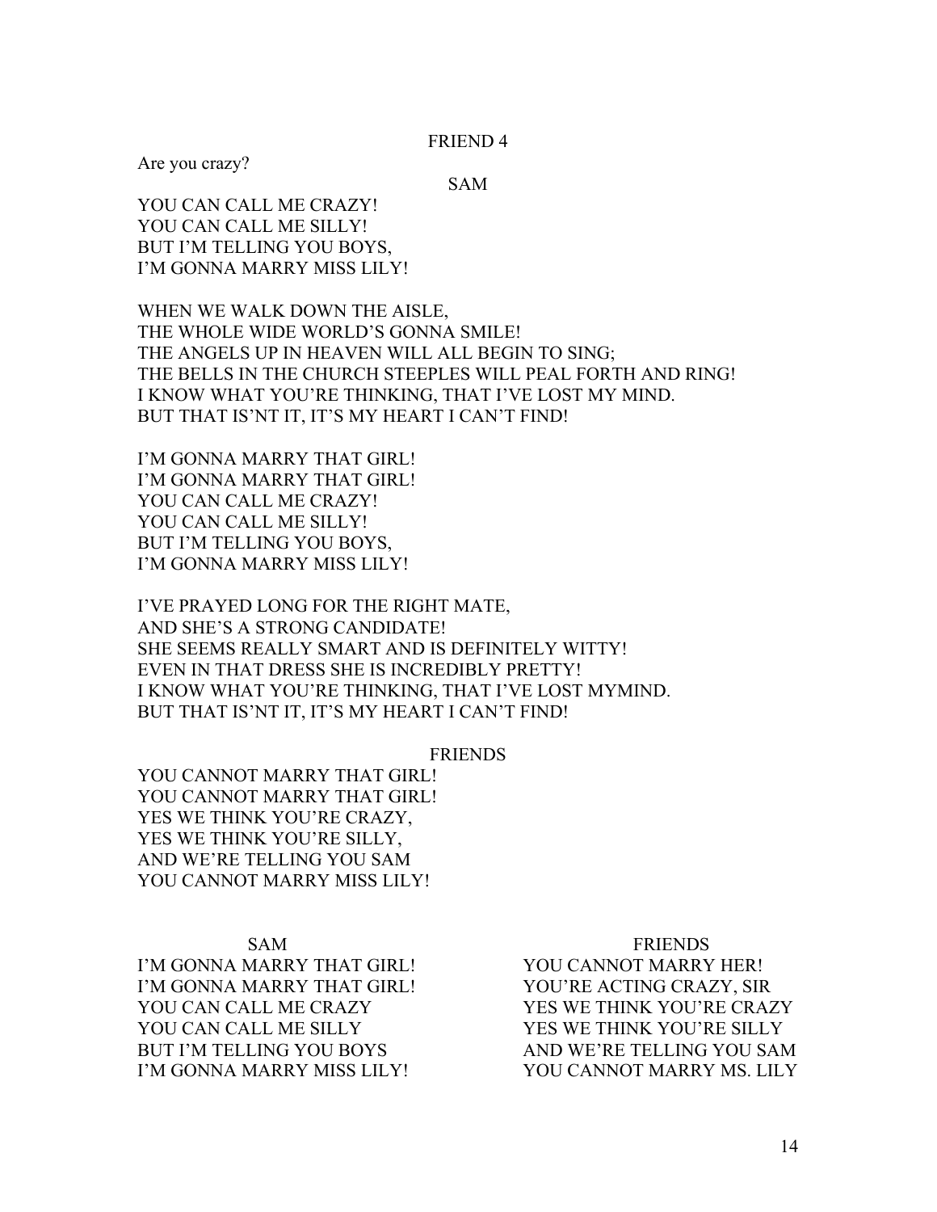FRIEND 4

Are you crazy?

SAM

YOU CAN CALL ME CRAZY!
YOU CAN CALL ME SILLY!
BUT I'M TELLING YOU BOYS,
I'M GONNA MARRY MISS LILY!

WHEN WE WALK DOWN THE AISLE,
THE WHOLE WIDE WORLD'S GONNA SMILE!
THE ANGELS UP IN HEAVEN WILL ALL BEGIN TO SING;
THE BELLS IN THE CHURCH STEEPLES WILL PEAL FORTH AND RING!
I KNOW WHAT YOU'RE THINKING, THAT I'VE LOST MY MIND.
BUT THAT IS'NT IT, IT'S MY HEART I CAN'T FIND!

I'M GONNA MARRY THAT GIRL!
I'M GONNA MARRY THAT GIRL!
YOU CAN CALL ME CRAZY!
YOU CAN CALL ME SILLY!
BUT I'M TELLING YOU BOYS,
I'M GONNA MARRY MISS LILY!

I'VE PRAYED LONG FOR THE RIGHT MATE,
AND SHE'S A STRONG CANDIDATE!
SHE SEEMS REALLY SMART AND IS DEFINITELY WITTY!
EVEN IN THAT DRESS SHE IS INCREDIBLY PRETTY!
I KNOW WHAT YOU'RE THINKING, THAT I'VE LOST MYMIND.
BUT THAT IS'NT IT, IT'S MY HEART I CAN'T FIND!

FRIENDS

YOU CANNOT MARRY THAT GIRL!
YOU CANNOT MARRY THAT GIRL!
YES WE THINK YOU'RE CRAZY,
YES WE THINK YOU'RE SILLY,
AND WE'RE TELLING YOU SAM
YOU CANNOT MARRY MISS LILY!

SAM

I'M GONNA MARRY THAT GIRL!
I'M GONNA MARRY THAT GIRL!
YOU CAN CALL ME CRAZY
YOU CAN CALL ME SILLY
BUT I'M TELLING YOU BOYS
I'M GONNA MARRY MISS LILY!

FRIENDS

YOU CANNOT MARRY HER!
YOU'RE ACTING CRAZY, SIR
YES WE THINK YOU'RE CRAZY
YES WE THINK YOU'RE SILLY
AND WE'RE TELLING YOU SAM
YOU CANNOT MARRY MS. LILY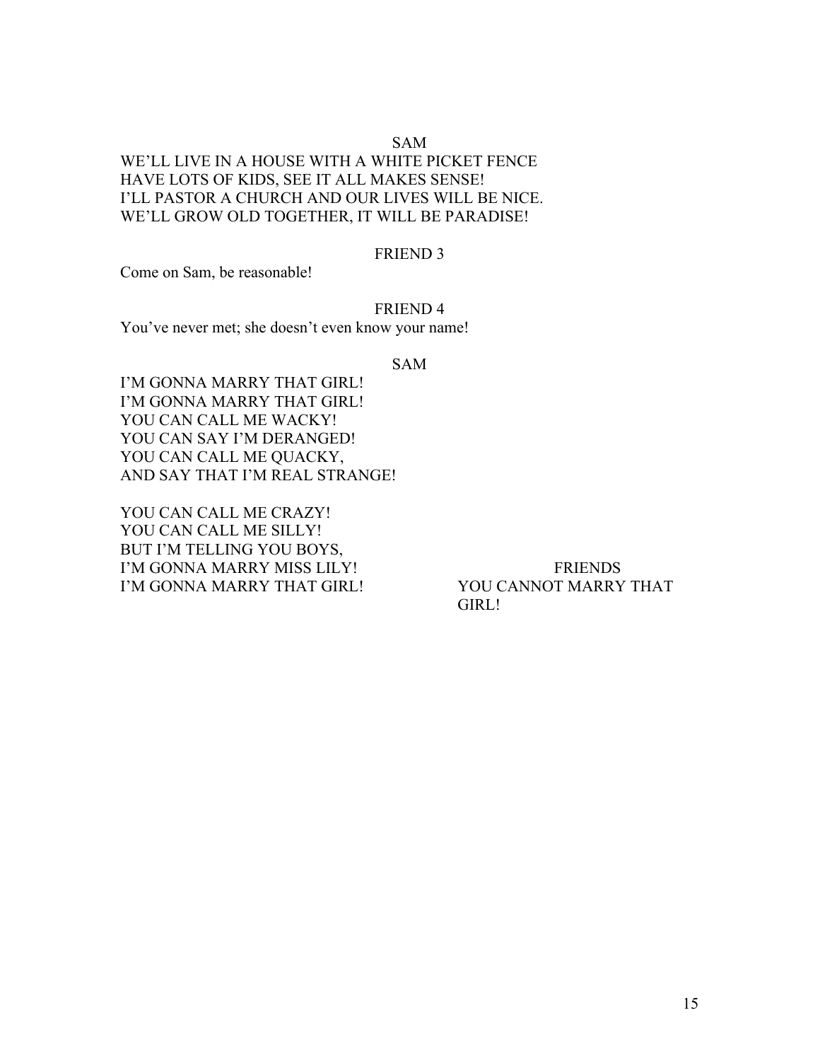SAM

WE'LL LIVE IN A HOUSE WITH A WHITE PICKET FENCE
HAVE LOTS OF KIDS, SEE IT ALL MAKES SENSE!
I'LL PASTOR A CHURCH AND OUR LIVES WILL BE NICE.
WE'LL GROW OLD TOGETHER, IT WILL BE PARADISE!

FRIEND 3

Come on Sam, be reasonable!

FRIEND 4

You've never met; she doesn't even know your name!

SAM

I'M GONNA MARRY THAT GIRL!
I'M GONNA MARRY THAT GIRL!
YOU CAN CALL ME WACKY!
YOU CAN SAY I'M DERANGED!
YOU CAN CALL ME QUACKY,
AND SAY THAT I'M REAL STRANGE!

YOU CAN CALL ME CRAZY!
YOU CAN CALL ME SILLY!
BUT I'M TELLING YOU BOYS,
I'M GONNA MARRY MISS LILY!
I'M GONNA MARRY THAT GIRL!

FRIENDS

YOU CANNOT MARRY THAT GIRL!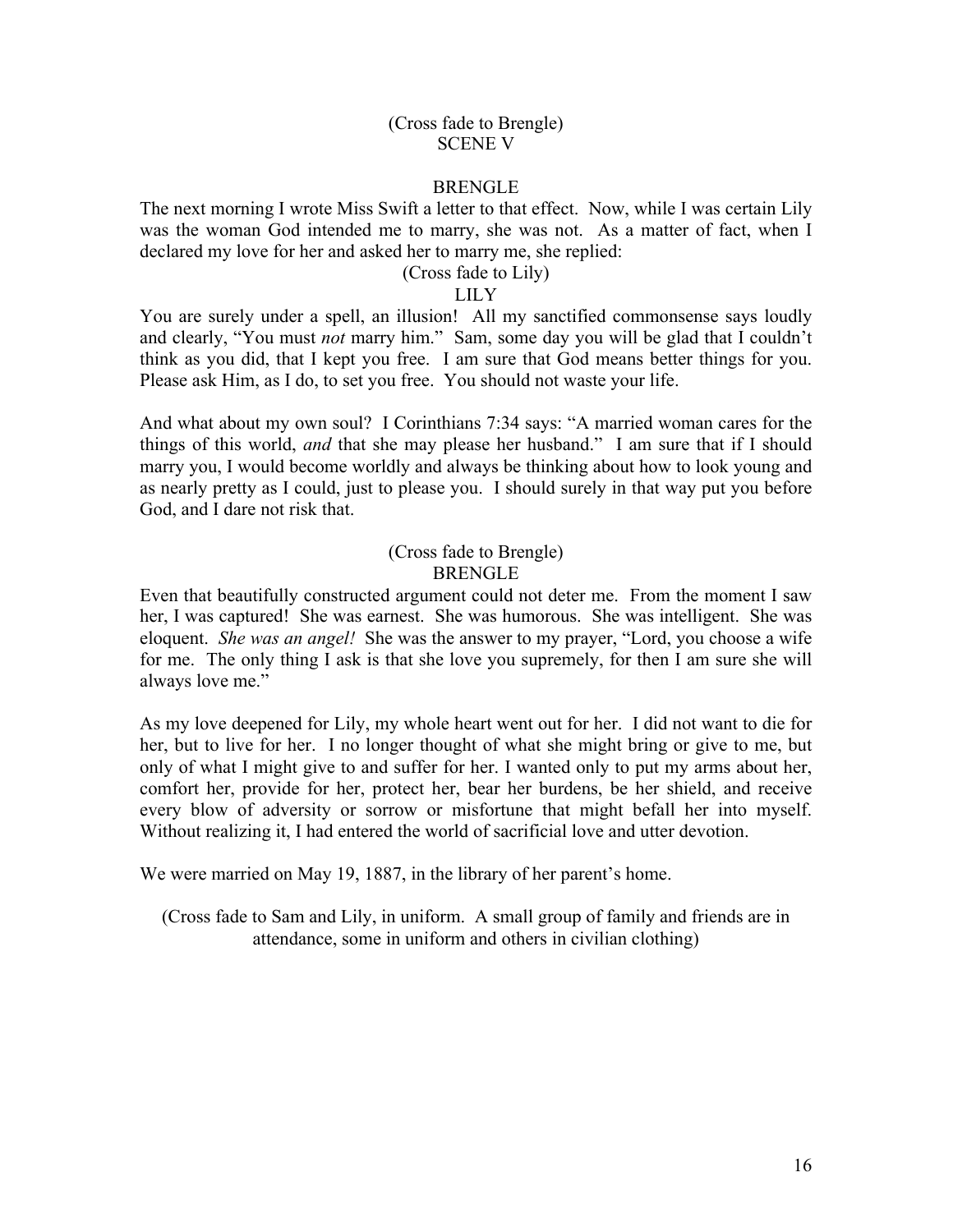(Cross fade to Brengle)

SCENE V

BRENGLE

The next morning I wrote Miss Swift a letter to that effect. Now, while I was certain Lily was the woman God intended me to marry, she was not. As a matter of fact, when I declared my love for her and asked her to marry me, she replied:

(Cross fade to Lily)

LILY

You are surely under a spell, an illusion! All my sanctified commonsense says loudly and clearly, "You must *not* marry him." Sam, some day you will be glad that I couldn't think as you did, that I kept you free. I am sure that God means better things for you. Please ask Him, as I do, to set you free. You should not waste your life.

And what about my own soul? I Corinthians 7:34 says: "A married woman cares for the things of this world, *and* that she may please her husband." I am sure that if I should marry you, I would become worldly and always be thinking about how to look young and as nearly pretty as I could, just to please you. I should surely in that way put you before God, and I dare not risk that.

(Cross fade to Brengle)

BRENGLE

Even that beautifully constructed argument could not deter me. From the moment I saw her, I was captured! She was earnest. She was humorous. She was intelligent. She was eloquent. *She was an angel!* She was the answer to my prayer, "Lord, you choose a wife for me. The only thing I ask is that she love you supremely, for then I am sure she will always love me."

As my love deepened for Lily, my whole heart went out for her. I did not want to die for her, but to live for her. I no longer thought of what she might bring or give to me, but only of what I might give to and suffer for her. I wanted only to put my arms about her, comfort her, provide for her, protect her, bear her burdens, be her shield, and receive every blow of adversity or sorrow or misfortune that might befall her into myself. Without realizing it, I had entered the world of sacrificial love and utter devotion.

We were married on May 19, 1887, in the library of her parent's home.

(Cross fade to Sam and Lily, in uniform. A small group of family and friends are in attendance, some in uniform and others in civilian clothing)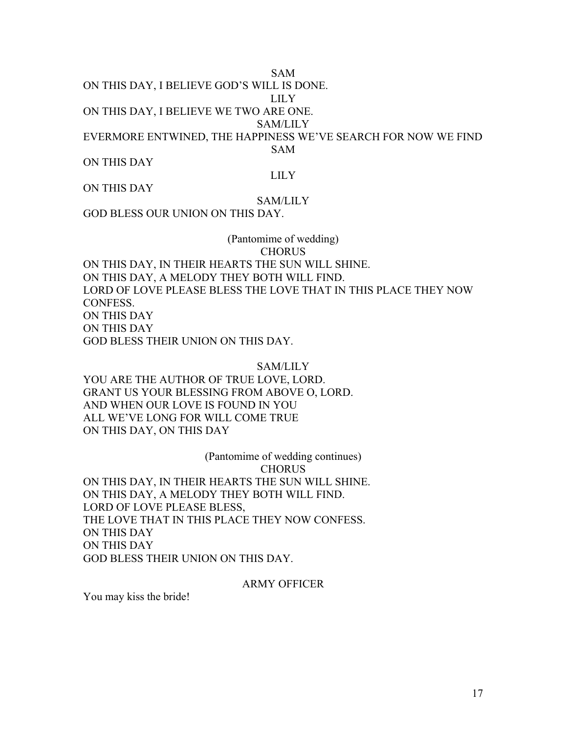SAM

ON THIS DAY, I BELIEVE GOD'S WILL IS DONE.

LILY

ON THIS DAY, I BELIEVE WE TWO ARE ONE.

SAM/LILY

EVERMORE ENTWINED, THE HAPPINESS WE'VE SEARCH FOR NOW WE FIND

SAM

ON THIS DAY

LILY

ON THIS DAY

SAM/LILY

GOD BLESS OUR UNION ON THIS DAY.

(Pantomime of wedding)

CHORUS

ON THIS DAY, IN THEIR HEARTS THE SUN WILL SHINE.
ON THIS DAY, A MELODY THEY BOTH WILL FIND.
LORD OF LOVE PLEASE BLESS THE LOVE THAT IN THIS PLACE THEY NOW CONFESS.
ON THIS DAY
ON THIS DAY
GOD BLESS THEIR UNION ON THIS DAY.

SAM/LILY

YOU ARE THE AUTHOR OF TRUE LOVE, LORD.
GRANT US YOUR BLESSING FROM ABOVE O, LORD.
AND WHEN OUR LOVE IS FOUND IN YOU
ALL WE'VE LONG FOR WILL COME TRUE
ON THIS DAY, ON THIS DAY

(Pantomime of wedding continues)

CHORUS

ON THIS DAY, IN THEIR HEARTS THE SUN WILL SHINE.
ON THIS DAY, A MELODY THEY BOTH WILL FIND.
LORD OF LOVE PLEASE BLESS,
THE LOVE THAT IN THIS PLACE THEY NOW CONFESS.
ON THIS DAY
ON THIS DAY
GOD BLESS THEIR UNION ON THIS DAY.

ARMY OFFICER

You may kiss the bride!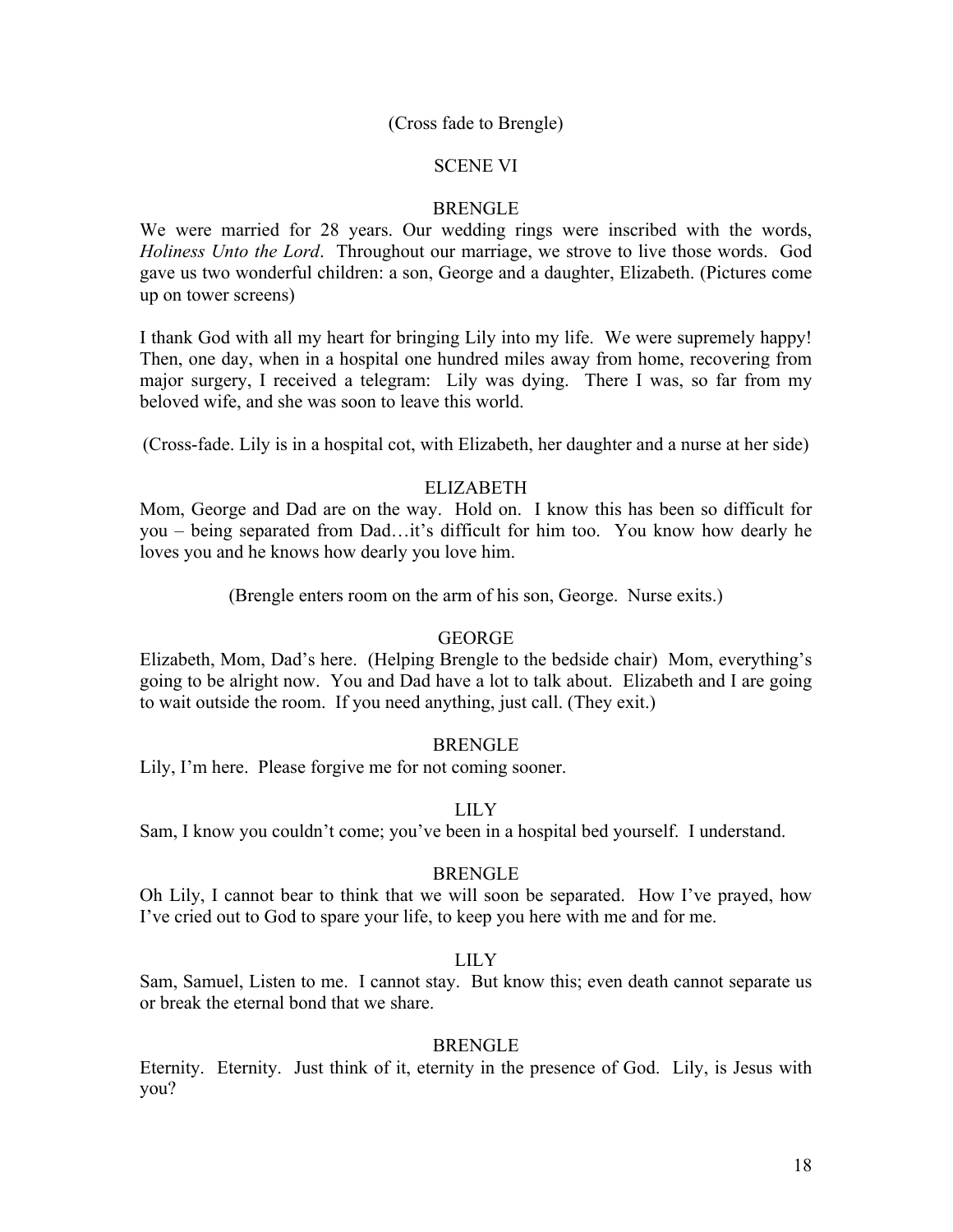(Cross fade to Brengle)

SCENE VI

BRENGLE

We were married for 28 years. Our wedding rings were inscribed with the words, *Holiness Unto the Lord*. Throughout our marriage, we strove to live those words. God gave us two wonderful children: a son, George and a daughter, Elizabeth. (Pictures come up on tower screens)

I thank God with all my heart for bringing Lily into my life. We were supremely happy! Then, one day, when in a hospital one hundred miles away from home, recovering from major surgery, I received a telegram: Lily was dying. There I was, so far from my beloved wife, and she was soon to leave this world.

(Cross-fade. Lily is in a hospital cot, with Elizabeth, her daughter and a nurse at her side)

ELIZABETH

Mom, George and Dad are on the way. Hold on. I know this has been so difficult for you – being separated from Dad…it's difficult for him too. You know how dearly he loves you and he knows how dearly you love him.

(Brengle enters room on the arm of his son, George. Nurse exits.)

GEORGE

Elizabeth, Mom, Dad's here. (Helping Brengle to the bedside chair) Mom, everything's going to be alright now. You and Dad have a lot to talk about. Elizabeth and I are going to wait outside the room. If you need anything, just call. (They exit.)

BRENGLE

Lily, I'm here. Please forgive me for not coming sooner.

LILY

Sam, I know you couldn't come; you've been in a hospital bed yourself. I understand.

BRENGLE

Oh Lily, I cannot bear to think that we will soon be separated. How I've prayed, how I've cried out to God to spare your life, to keep you here with me and for me.

LILY

Sam, Samuel, Listen to me. I cannot stay. But know this; even death cannot separate us or break the eternal bond that we share.

BRENGLE

Eternity. Eternity. Just think of it, eternity in the presence of God. Lily, is Jesus with you?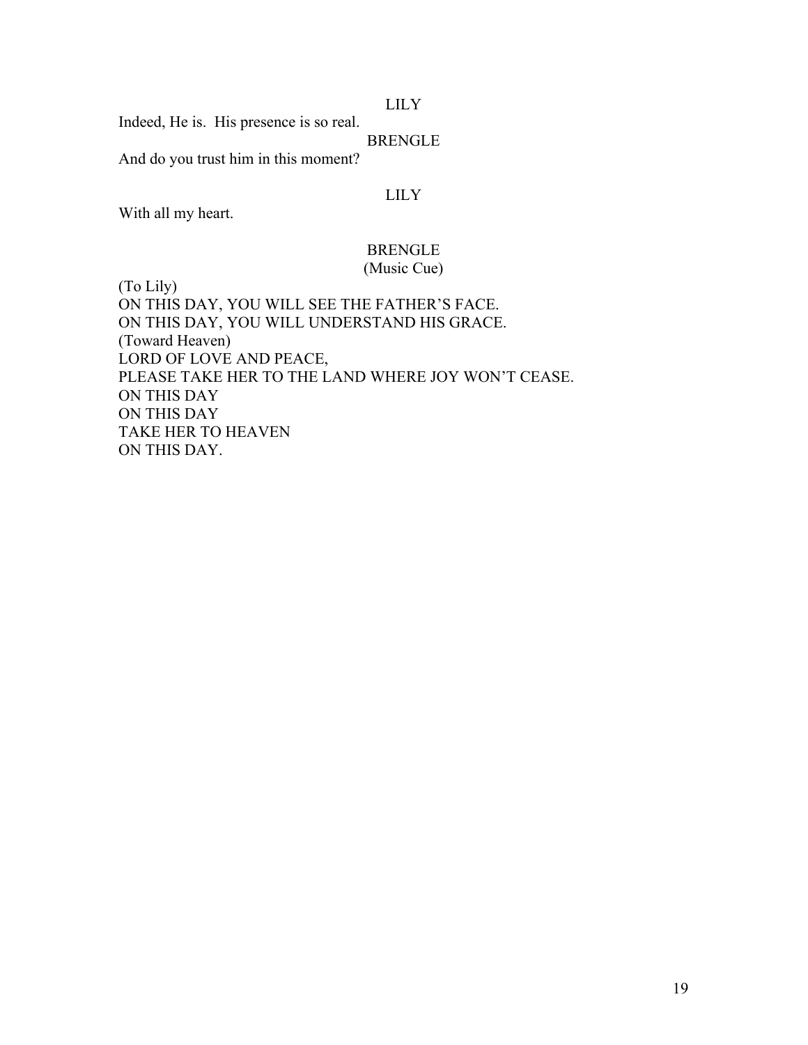LILY

Indeed, He is.  His presence is so real.

BRENGLE

And do you trust him in this moment?

LILY

With all my heart.

BRENGLE
(Music Cue)

(To Lily)
ON THIS DAY, YOU WILL SEE THE FATHER'S FACE.
ON THIS DAY, YOU WILL UNDERSTAND HIS GRACE.
(Toward Heaven)
LORD OF LOVE AND PEACE,
PLEASE TAKE HER TO THE LAND WHERE JOY WON'T CEASE.
ON THIS DAY
ON THIS DAY
TAKE HER TO HEAVEN
ON THIS DAY.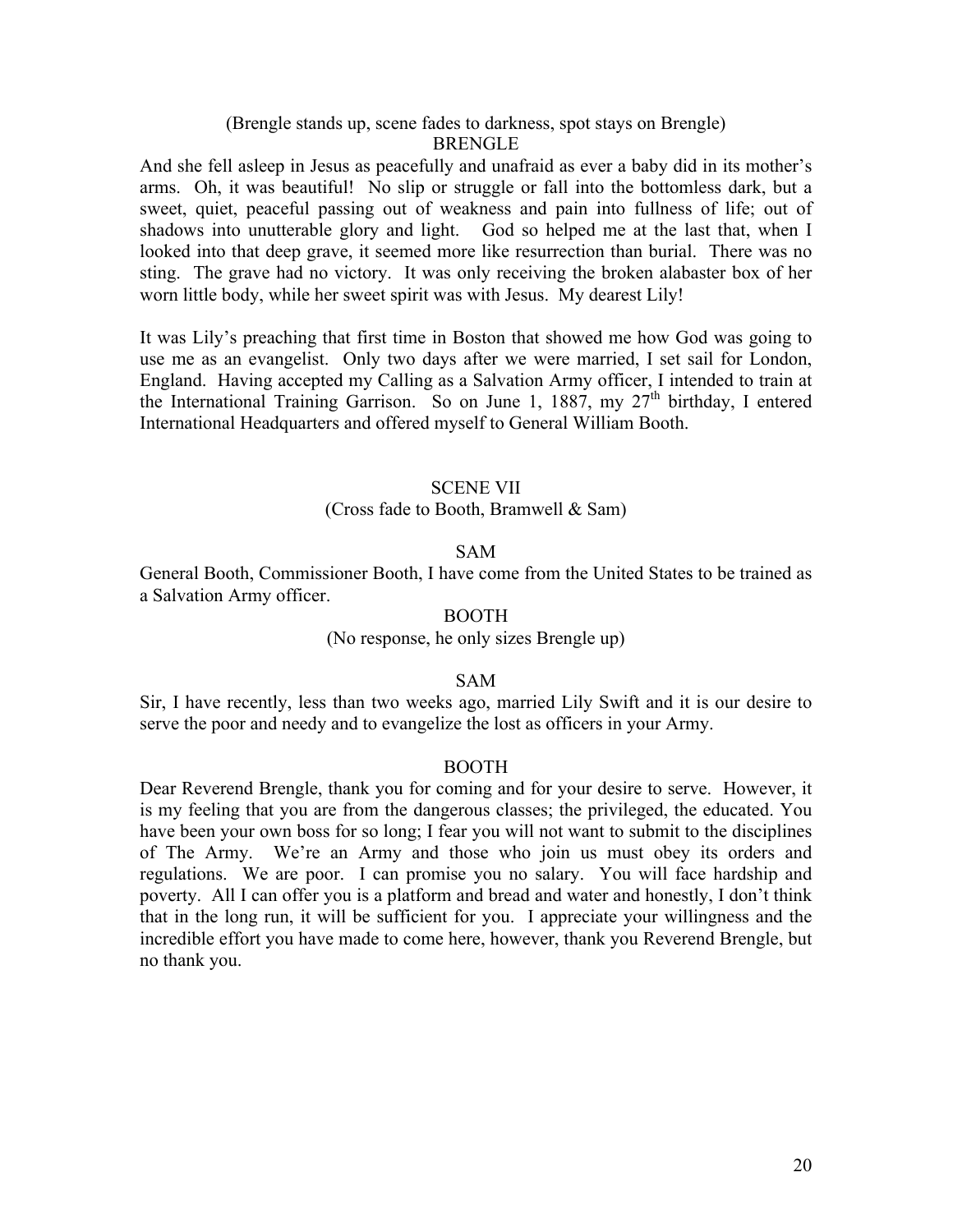(Brengle stands up, scene fades to darkness, spot stays on Brengle)

BRENGLE

And she fell asleep in Jesus as peacefully and unafraid as ever a baby did in its mother's arms. Oh, it was beautiful! No slip or struggle or fall into the bottomless dark, but a sweet, quiet, peaceful passing out of weakness and pain into fullness of life; out of shadows into unutterable glory and light. God so helped me at the last that, when I looked into that deep grave, it seemed more like resurrection than burial. There was no sting. The grave had no victory. It was only receiving the broken alabaster box of her worn little body, while her sweet spirit was with Jesus. My dearest Lily!

It was Lily's preaching that first time in Boston that showed me how God was going to use me as an evangelist. Only two days after we were married, I set sail for London, England. Having accepted my Calling as a Salvation Army officer, I intended to train at the International Training Garrison. So on June 1, 1887, my 27th birthday, I entered International Headquarters and offered myself to General William Booth.

## SCENE VII

(Cross fade to Booth, Bramwell & Sam)

SAM

General Booth, Commissioner Booth, I have come from the United States to be trained as a Salvation Army officer.

BOOTH

(No response, he only sizes Brengle up)

SAM

Sir, I have recently, less than two weeks ago, married Lily Swift and it is our desire to serve the poor and needy and to evangelize the lost as officers in your Army.

BOOTH

Dear Reverend Brengle, thank you for coming and for your desire to serve. However, it is my feeling that you are from the dangerous classes; the privileged, the educated. You have been your own boss for so long; I fear you will not want to submit to the disciplines of The Army. We're an Army and those who join us must obey its orders and regulations. We are poor. I can promise you no salary. You will face hardship and poverty. All I can offer you is a platform and bread and water and honestly, I don't think that in the long run, it will be sufficient for you. I appreciate your willingness and the incredible effort you have made to come here, however, thank you Reverend Brengle, but no thank you.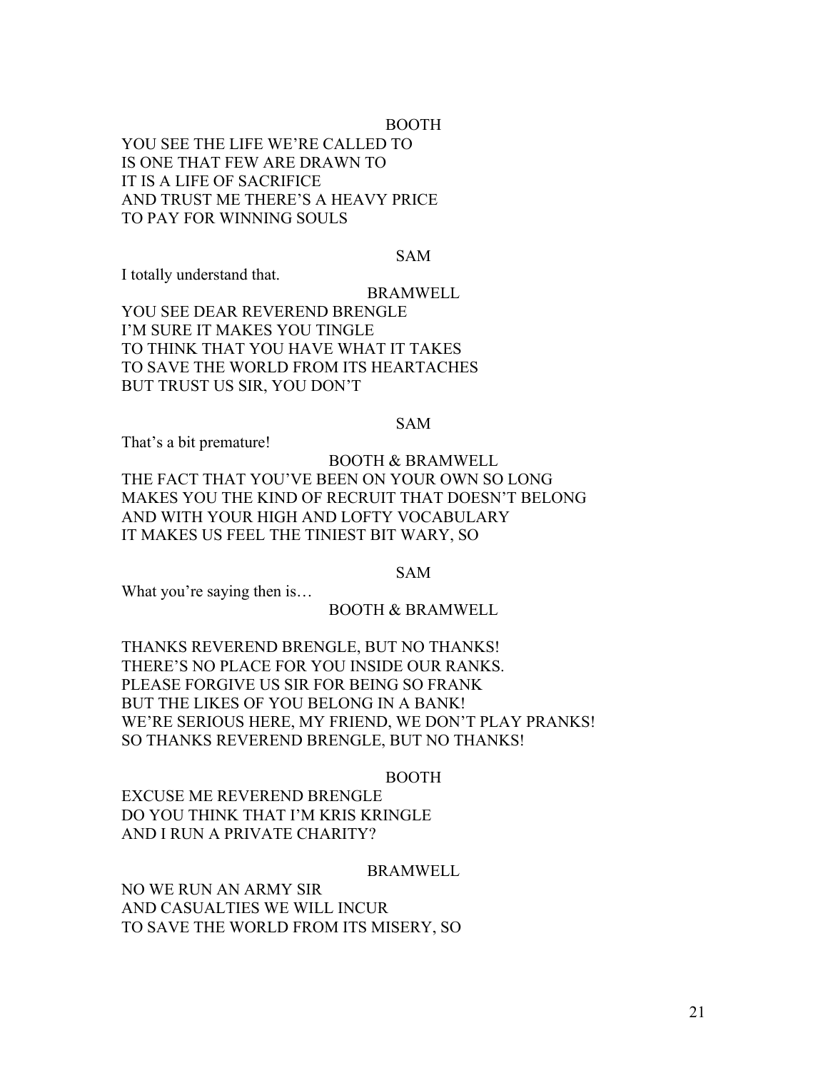BOOTH

YOU SEE THE LIFE WE'RE CALLED TO
IS ONE THAT FEW ARE DRAWN TO
IT IS A LIFE OF SACRIFICE
AND TRUST ME THERE'S A HEAVY PRICE
TO PAY FOR WINNING SOULS

SAM

I totally understand that.

BRAMWELL

YOU SEE DEAR REVEREND BRENGLE
I'M SURE IT MAKES YOU TINGLE
TO THINK THAT YOU HAVE WHAT IT TAKES
TO SAVE THE WORLD FROM ITS HEARTACHES
BUT TRUST US SIR, YOU DON'T

SAM

That's a bit premature!

BOOTH & BRAMWELL

THE FACT THAT YOU'VE BEEN ON YOUR OWN SO LONG
MAKES YOU THE KIND OF RECRUIT THAT DOESN'T BELONG
AND WITH YOUR HIGH AND LOFTY VOCABULARY
IT MAKES US FEEL THE TINIEST BIT WARY, SO

SAM

What you're saying then is…

BOOTH & BRAMWELL

THANKS REVEREND BRENGLE, BUT NO THANKS!
THERE'S NO PLACE FOR YOU INSIDE OUR RANKS.
PLEASE FORGIVE US SIR FOR BEING SO FRANK
BUT THE LIKES OF YOU BELONG IN A BANK!
WE'RE SERIOUS HERE, MY FRIEND, WE DON'T PLAY PRANKS!
SO THANKS REVEREND BRENGLE, BUT NO THANKS!

BOOTH

EXCUSE ME REVEREND BRENGLE
DO YOU THINK THAT I'M KRIS KRINGLE
AND I RUN A PRIVATE CHARITY?

BRAMWELL

NO WE RUN AN ARMY SIR
AND CASUALTIES WE WILL INCUR
TO SAVE THE WORLD FROM ITS MISERY, SO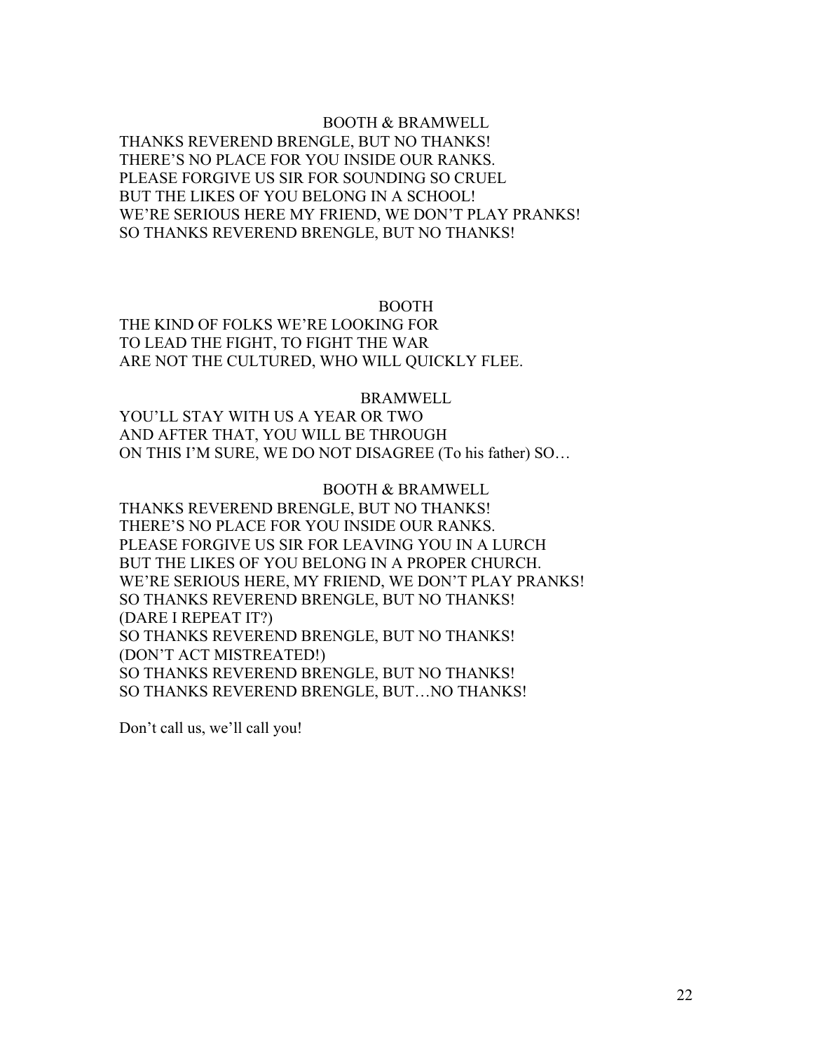BOOTH & BRAMWELL

THANKS REVEREND BRENGLE, BUT NO THANKS!
THERE'S NO PLACE FOR YOU INSIDE OUR RANKS.
PLEASE FORGIVE US SIR FOR SOUNDING SO CRUEL
BUT THE LIKES OF YOU BELONG IN A SCHOOL!
WE'RE SERIOUS HERE MY FRIEND, WE DON'T PLAY PRANKS!
SO THANKS REVEREND BRENGLE, BUT NO THANKS!

BOOTH

THE KIND OF FOLKS WE'RE LOOKING FOR
TO LEAD THE FIGHT, TO FIGHT THE WAR
ARE NOT THE CULTURED, WHO WILL QUICKLY FLEE.

BRAMWELL

YOU'LL STAY WITH US A YEAR OR TWO
AND AFTER THAT, YOU WILL BE THROUGH
ON THIS I'M SURE, WE DO NOT DISAGREE (To his father) SO…

BOOTH & BRAMWELL

THANKS REVEREND BRENGLE, BUT NO THANKS!
THERE'S NO PLACE FOR YOU INSIDE OUR RANKS.
PLEASE FORGIVE US SIR FOR LEAVING YOU IN A LURCH
BUT THE LIKES OF YOU BELONG IN A PROPER CHURCH.
WE'RE SERIOUS HERE, MY FRIEND, WE DON'T PLAY PRANKS!
SO THANKS REVEREND BRENGLE, BUT NO THANKS!
(DARE I REPEAT IT?)
SO THANKS REVEREND BRENGLE, BUT NO THANKS!
(DON'T ACT MISTREATED!)
SO THANKS REVEREND BRENGLE, BUT NO THANKS!
SO THANKS REVEREND BRENGLE, BUT…NO THANKS!

Don't call us, we'll call you!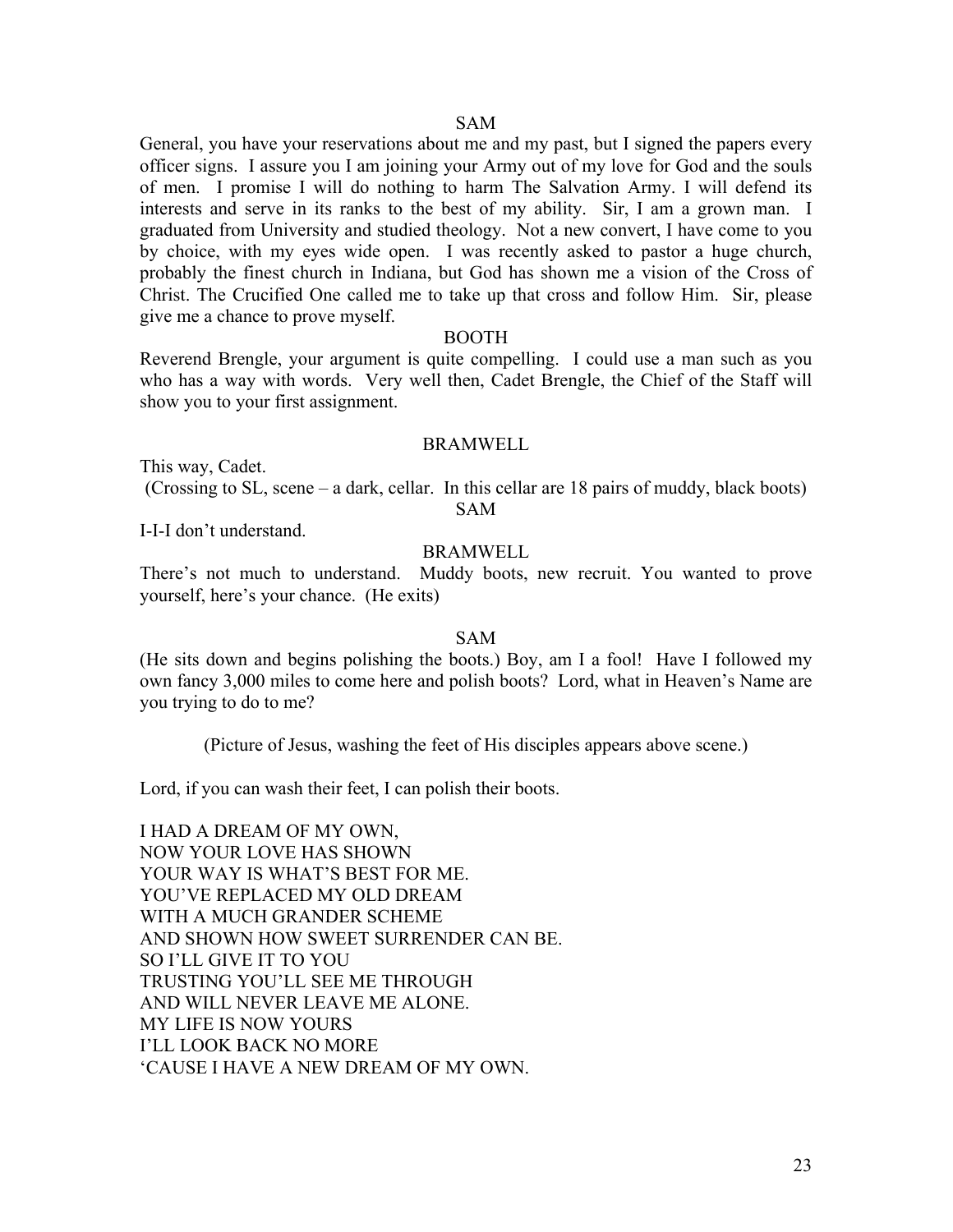SAM

General, you have your reservations about me and my past, but I signed the papers every officer signs. I assure you I am joining your Army out of my love for God and the souls of men. I promise I will do nothing to harm The Salvation Army. I will defend its interests and serve in its ranks to the best of my ability. Sir, I am a grown man. I graduated from University and studied theology. Not a new convert, I have come to you by choice, with my eyes wide open. I was recently asked to pastor a huge church, probably the finest church in Indiana, but God has shown me a vision of the Cross of Christ. The Crucified One called me to take up that cross and follow Him. Sir, please give me a chance to prove myself.

BOOTH

Reverend Brengle, your argument is quite compelling. I could use a man such as you who has a way with words. Very well then, Cadet Brengle, the Chief of the Staff will show you to your first assignment.

BRAMWELL

This way, Cadet.

(Crossing to SL, scene – a dark, cellar. In this cellar are 18 pairs of muddy, black boots)

SAM

I-I-I don't understand.

BRAMWELL

There's not much to understand. Muddy boots, new recruit. You wanted to prove yourself, here's your chance. (He exits)

SAM

(He sits down and begins polishing the boots.) Boy, am I a fool! Have I followed my own fancy 3,000 miles to come here and polish boots? Lord, what in Heaven's Name are you trying to do to me?

(Picture of Jesus, washing the feet of His disciples appears above scene.)

Lord, if you can wash their feet, I can polish their boots.

I HAD A DREAM OF MY OWN,
NOW YOUR LOVE HAS SHOWN
YOUR WAY IS WHAT'S BEST FOR ME.
YOU'VE REPLACED MY OLD DREAM
WITH A MUCH GRANDER SCHEME
AND SHOWN HOW SWEET SURRENDER CAN BE.
SO I'LL GIVE IT TO YOU
TRUSTING YOU'LL SEE ME THROUGH
AND WILL NEVER LEAVE ME ALONE.
MY LIFE IS NOW YOURS
I'LL LOOK BACK NO MORE
'CAUSE I HAVE A NEW DREAM OF MY OWN.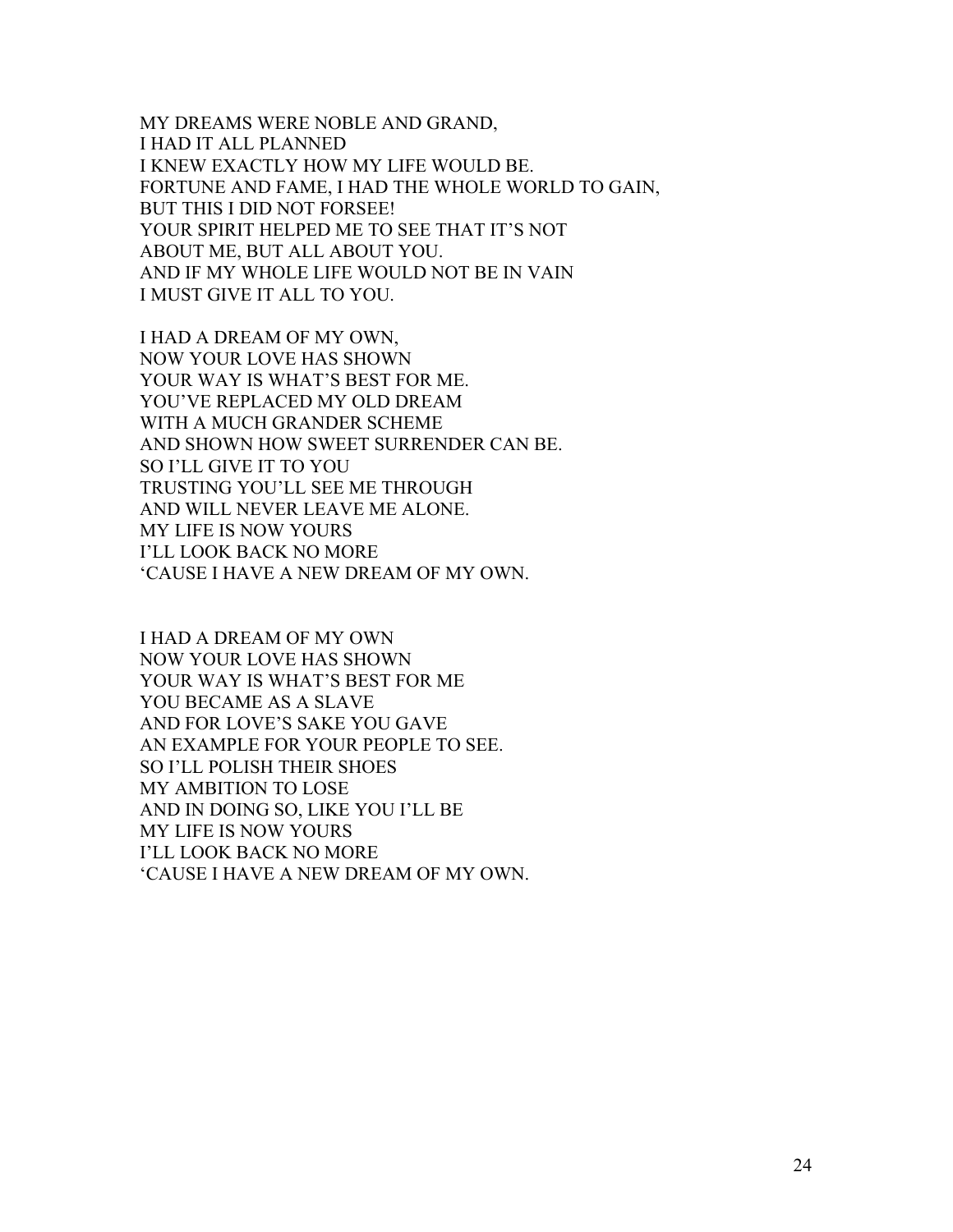MY DREAMS WERE NOBLE AND GRAND,
I HAD IT ALL PLANNED
I KNEW EXACTLY HOW MY LIFE WOULD BE.
FORTUNE AND FAME, I HAD THE WHOLE WORLD TO GAIN,
BUT THIS I DID NOT FORSEE!
YOUR SPIRIT HELPED ME TO SEE THAT IT'S NOT
ABOUT ME, BUT ALL ABOUT YOU.
AND IF MY WHOLE LIFE WOULD NOT BE IN VAIN
I MUST GIVE IT ALL TO YOU.

I HAD A DREAM OF MY OWN,
NOW YOUR LOVE HAS SHOWN
YOUR WAY IS WHAT'S BEST FOR ME.
YOU'VE REPLACED MY OLD DREAM
WITH A MUCH GRANDER SCHEME
AND SHOWN HOW SWEET SURRENDER CAN BE.
SO I'LL GIVE IT TO YOU
TRUSTING YOU'LL SEE ME THROUGH
AND WILL NEVER LEAVE ME ALONE.
MY LIFE IS NOW YOURS
I'LL LOOK BACK NO MORE
'CAUSE I HAVE A NEW DREAM OF MY OWN.

I HAD A DREAM OF MY OWN
NOW YOUR LOVE HAS SHOWN
YOUR WAY IS WHAT'S BEST FOR ME
YOU BECAME AS A SLAVE
AND FOR LOVE'S SAKE YOU GAVE
AN EXAMPLE FOR YOUR PEOPLE TO SEE.
SO I'LL POLISH THEIR SHOES
MY AMBITION TO LOSE
AND IN DOING SO, LIKE YOU I'LL BE
MY LIFE IS NOW YOURS
I'LL LOOK BACK NO MORE
'CAUSE I HAVE A NEW DREAM OF MY OWN.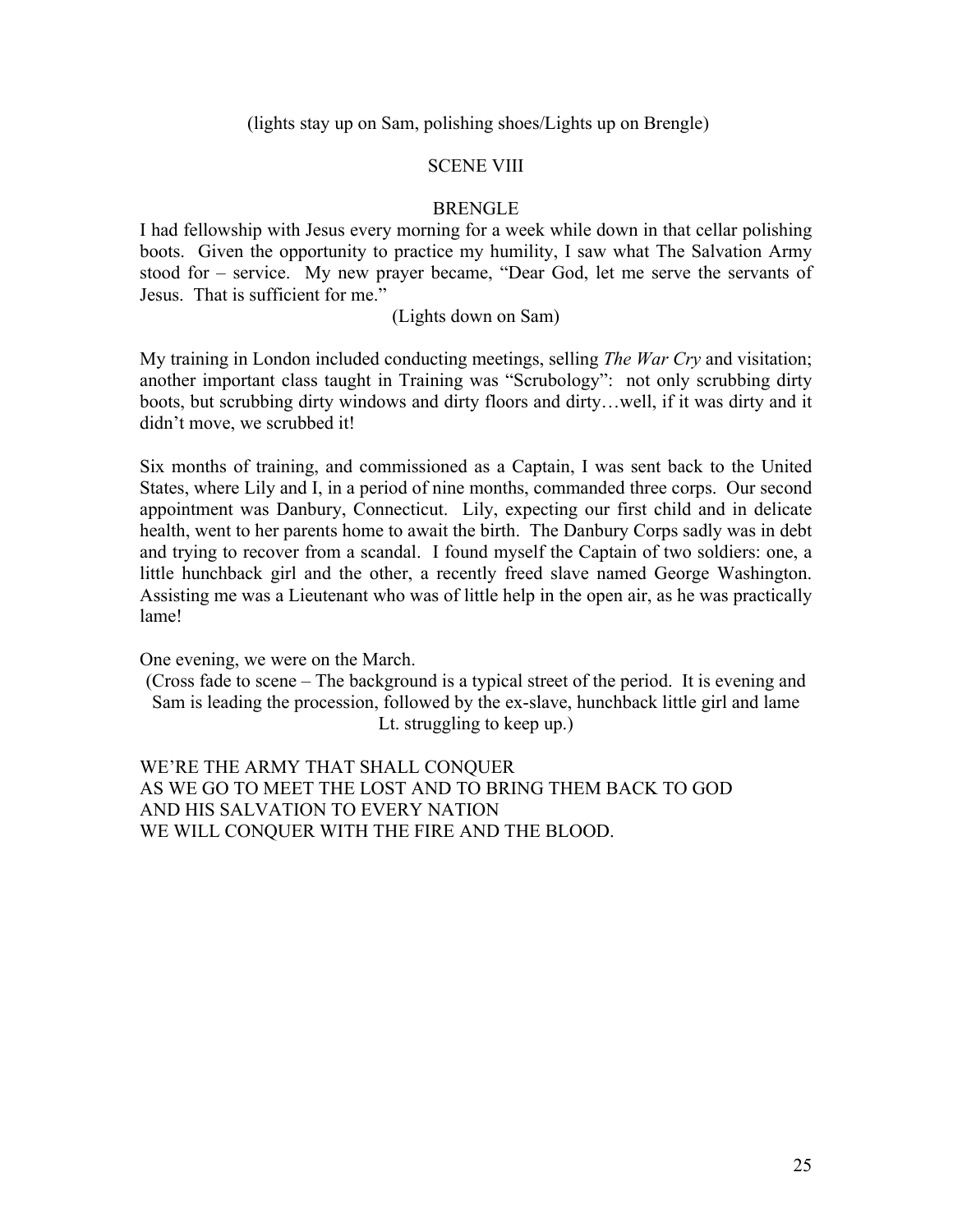(lights stay up on Sam, polishing shoes/Lights up on Brengle)

SCENE VIII

BRENGLE

I had fellowship with Jesus every morning for a week while down in that cellar polishing boots. Given the opportunity to practice my humility, I saw what The Salvation Army stood for – service. My new prayer became, "Dear God, let me serve the servants of Jesus. That is sufficient for me."

(Lights down on Sam)

My training in London included conducting meetings, selling *The War Cry* and visitation; another important class taught in Training was "Scrubology": not only scrubbing dirty boots, but scrubbing dirty windows and dirty floors and dirty…well, if it was dirty and it didn't move, we scrubbed it!

Six months of training, and commissioned as a Captain, I was sent back to the United States, where Lily and I, in a period of nine months, commanded three corps. Our second appointment was Danbury, Connecticut. Lily, expecting our first child and in delicate health, went to her parents home to await the birth. The Danbury Corps sadly was in debt and trying to recover from a scandal. I found myself the Captain of two soldiers: one, a little hunchback girl and the other, a recently freed slave named George Washington. Assisting me was a Lieutenant who was of little help in the open air, as he was practically lame!

One evening, we were on the March.

(Cross fade to scene – The background is a typical street of the period. It is evening and Sam is leading the procession, followed by the ex-slave, hunchback little girl and lame Lt. struggling to keep up.)

WE'RE THE ARMY THAT SHALL CONQUER
AS WE GO TO MEET THE LOST AND TO BRING THEM BACK TO GOD
AND HIS SALVATION TO EVERY NATION
WE WILL CONQUER WITH THE FIRE AND THE BLOOD.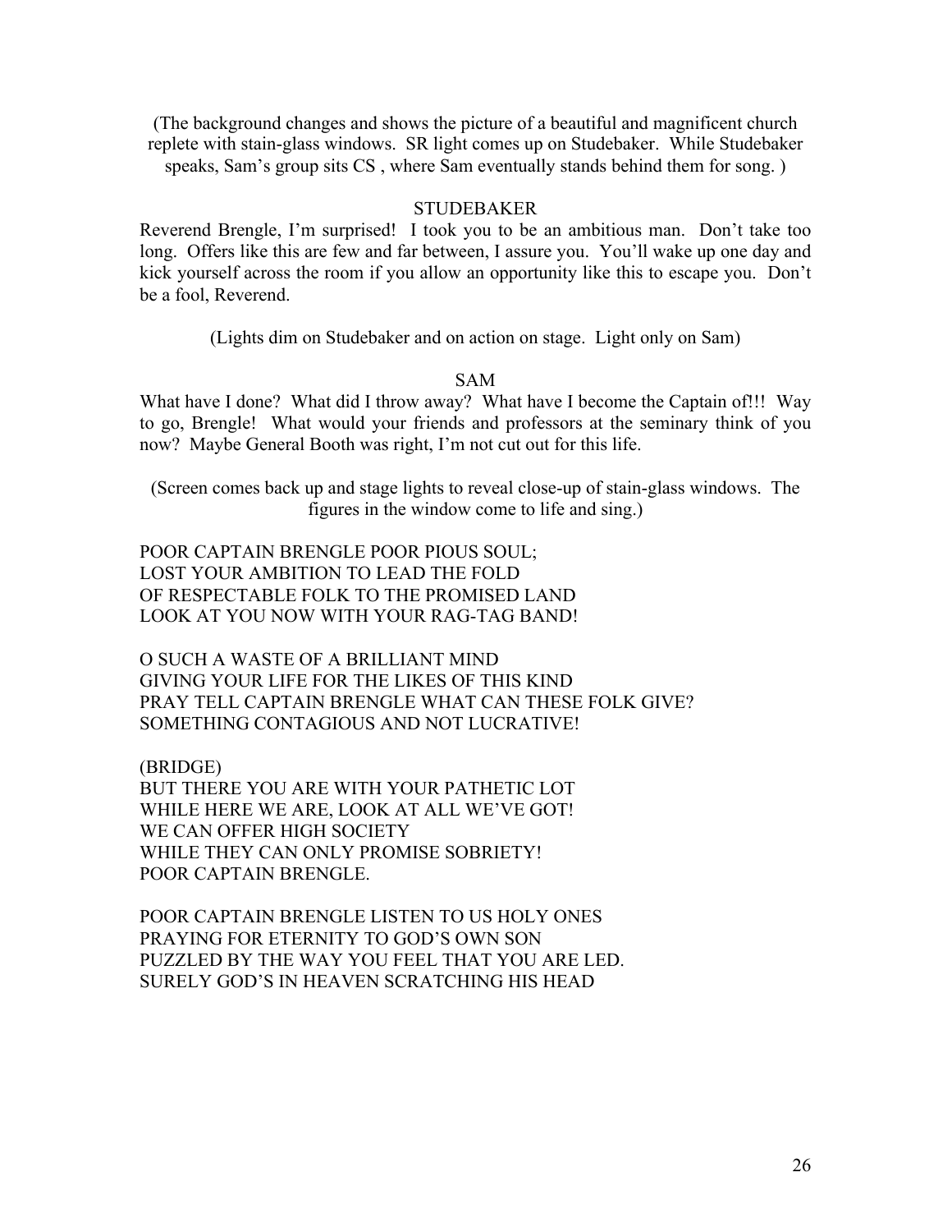(The background changes and shows the picture of a beautiful and magnificent church replete with stain-glass windows. SR light comes up on Studebaker. While Studebaker speaks, Sam's group sits CS , where Sam eventually stands behind them for song. )

STUDEBAKER

Reverend Brengle, I'm surprised! I took you to be an ambitious man. Don't take too long. Offers like this are few and far between, I assure you. You'll wake up one day and kick yourself across the room if you allow an opportunity like this to escape you. Don't be a fool, Reverend.

(Lights dim on Studebaker and on action on stage. Light only on Sam)

SAM

What have I done? What did I throw away? What have I become the Captain of!!! Way to go, Brengle! What would your friends and professors at the seminary think of you now? Maybe General Booth was right, I'm not cut out for this life.

(Screen comes back up and stage lights to reveal close-up of stain-glass windows. The figures in the window come to life and sing.)

POOR CAPTAIN BRENGLE POOR PIOUS SOUL;  
LOST YOUR AMBITION TO LEAD THE FOLD  
OF RESPECTABLE FOLK TO THE PROMISED LAND  
LOOK AT YOU NOW WITH YOUR RAG-TAG BAND!

O SUCH A WASTE OF A BRILLIANT MIND  
GIVING YOUR LIFE FOR THE LIKES OF THIS KIND  
PRAY TELL CAPTAIN BRENGLE WHAT CAN THESE FOLK GIVE?  
SOMETHING CONTAGIOUS AND NOT LUCRATIVE!

(BRIDGE)  
BUT THERE YOU ARE WITH YOUR PATHETIC LOT  
WHILE HERE WE ARE, LOOK AT ALL WE'VE GOT!  
WE CAN OFFER HIGH SOCIETY  
WHILE THEY CAN ONLY PROMISE SOBRIETY!  
POOR CAPTAIN BRENGLE.

POOR CAPTAIN BRENGLE LISTEN TO US HOLY ONES  
PRAYING FOR ETERNITY TO GOD'S OWN SON  
PUZZLED BY THE WAY YOU FEEL THAT YOU ARE LED.  
SURELY GOD'S IN HEAVEN SCRATCHING HIS HEAD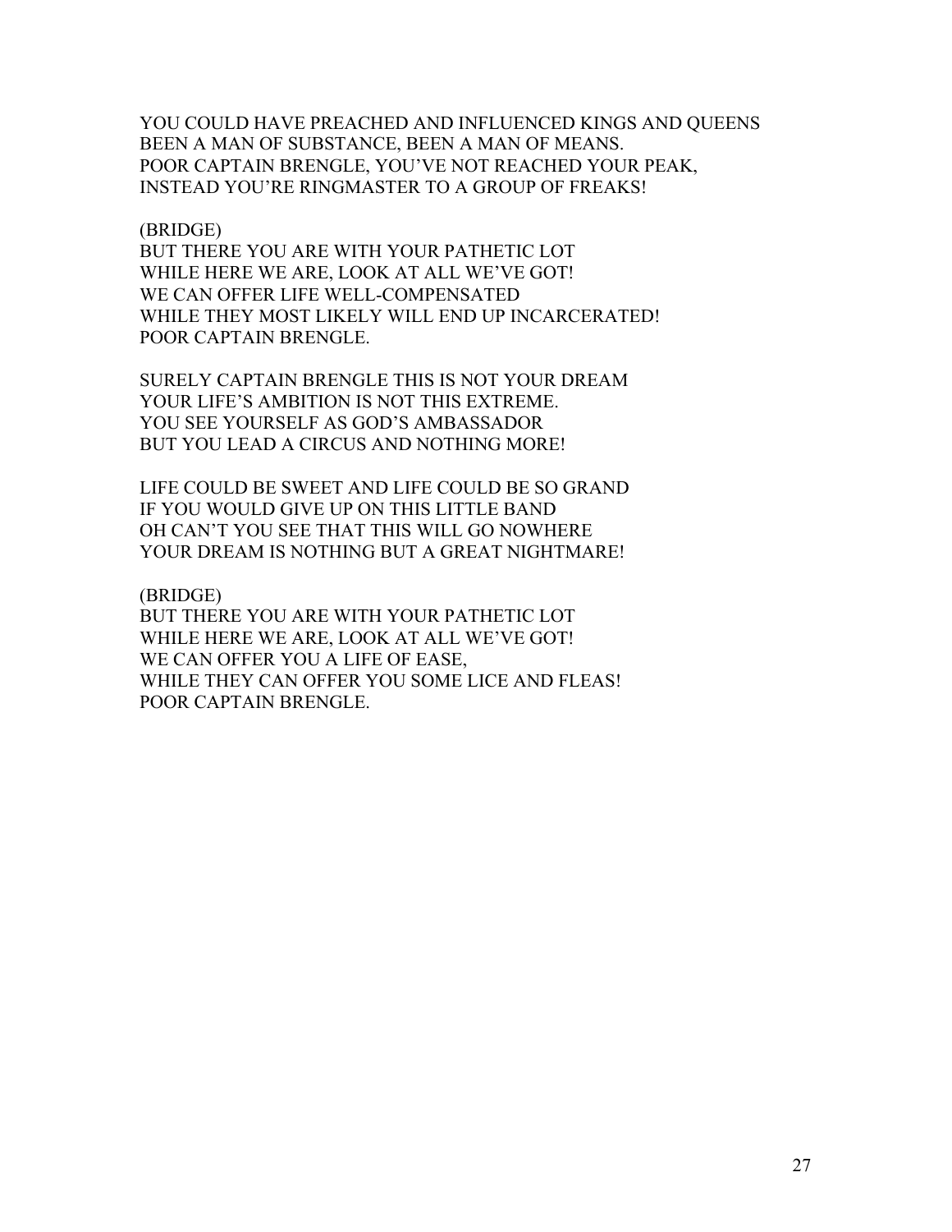YOU COULD HAVE PREACHED AND INFLUENCED KINGS AND QUEENS
BEEN A MAN OF SUBSTANCE, BEEN A MAN OF MEANS.
POOR CAPTAIN BRENGLE, YOU'VE NOT REACHED YOUR PEAK,
INSTEAD YOU'RE RINGMASTER TO A GROUP OF FREAKS!

(BRIDGE)
BUT THERE YOU ARE WITH YOUR PATHETIC LOT
WHILE HERE WE ARE, LOOK AT ALL WE'VE GOT!
WE CAN OFFER LIFE WELL-COMPENSATED
WHILE THEY MOST LIKELY WILL END UP INCARCERATED!
POOR CAPTAIN BRENGLE.

SURELY CAPTAIN BRENGLE THIS IS NOT YOUR DREAM
YOUR LIFE'S AMBITION IS NOT THIS EXTREME.
YOU SEE YOURSELF AS GOD'S AMBASSADOR
BUT YOU LEAD A CIRCUS AND NOTHING MORE!

LIFE COULD BE SWEET AND LIFE COULD BE SO GRAND
IF YOU WOULD GIVE UP ON THIS LITTLE BAND
OH CAN'T YOU SEE THAT THIS WILL GO NOWHERE
YOUR DREAM IS NOTHING BUT A GREAT NIGHTMARE!

(BRIDGE)
BUT THERE YOU ARE WITH YOUR PATHETIC LOT
WHILE HERE WE ARE, LOOK AT ALL WE'VE GOT!
WE CAN OFFER YOU A LIFE OF EASE,
WHILE THEY CAN OFFER YOU SOME LICE AND FLEAS!
POOR CAPTAIN BRENGLE.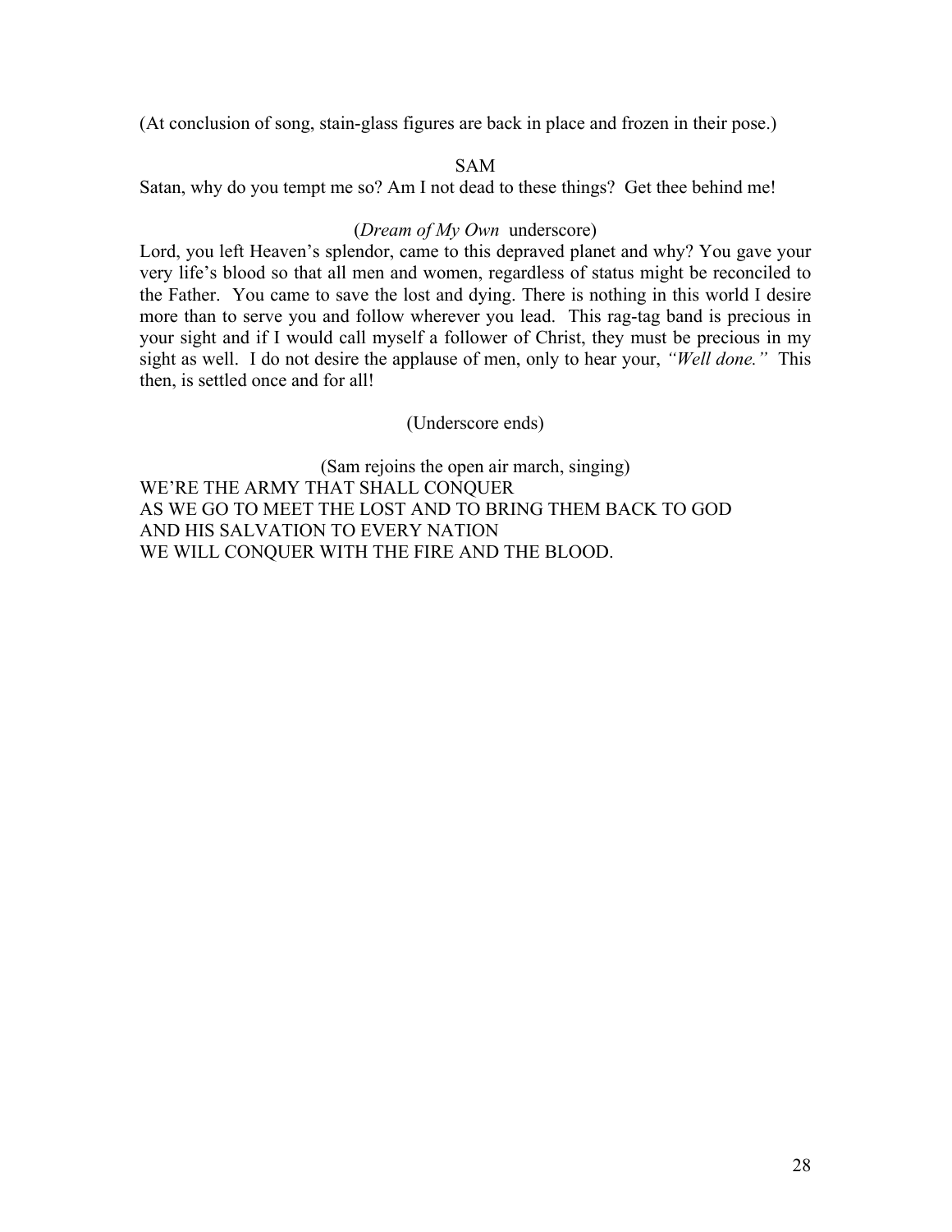(At conclusion of song, stain-glass figures are back in place and frozen in their pose.)

SAM

Satan, why do you tempt me so? Am I not dead to these things? Get thee behind me!

(*Dream of My Own* underscore)

Lord, you left Heaven's splendor, came to this depraved planet and why? You gave your very life's blood so that all men and women, regardless of status might be reconciled to the Father. You came to save the lost and dying. There is nothing in this world I desire more than to serve you and follow wherever you lead. This rag-tag band is precious in your sight and if I would call myself a follower of Christ, they must be precious in my sight as well. I do not desire the applause of men, only to hear your, *"Well done."* This then, is settled once and for all!

(Underscore ends)

(Sam rejoins the open air march, singing)

WE'RE THE ARMY THAT SHALL CONQUER
AS WE GO TO MEET THE LOST AND TO BRING THEM BACK TO GOD
AND HIS SALVATION TO EVERY NATION
WE WILL CONQUER WITH THE FIRE AND THE BLOOD.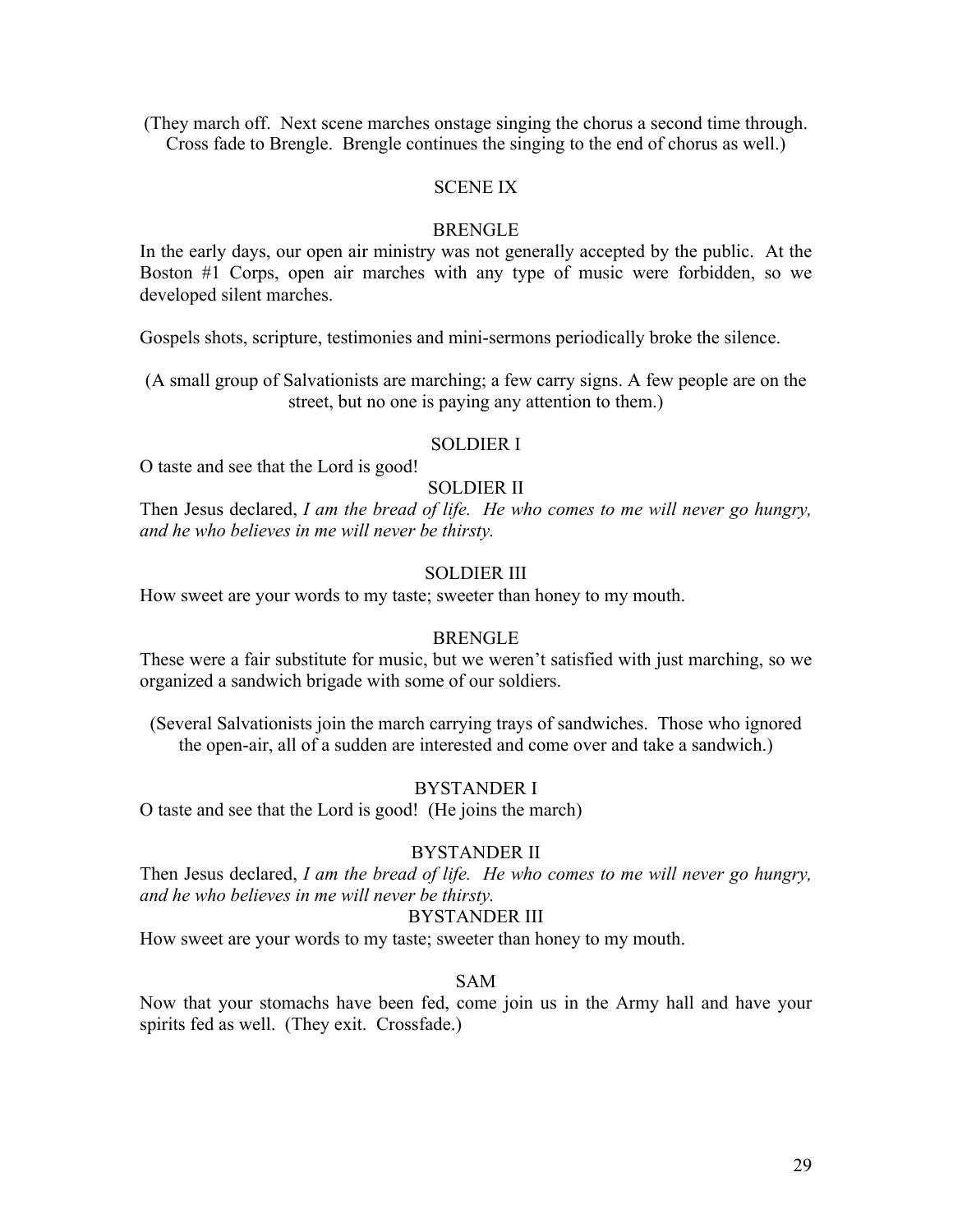(They march off. Next scene marches onstage singing the chorus a second time through. Cross fade to Brengle. Brengle continues the singing to the end of chorus as well.)

SCENE IX

BRENGLE

In the early days, our open air ministry was not generally accepted by the public. At the Boston #1 Corps, open air marches with any type of music were forbidden, so we developed silent marches.

Gospels shots, scripture, testimonies and mini-sermons periodically broke the silence.

(A small group of Salvationists are marching; a few carry signs. A few people are on the street, but no one is paying any attention to them.)

SOLDIER I

O taste and see that the Lord is good!

SOLDIER II

Then Jesus declared, *I am the bread of life. He who comes to me will never go hungry, and he who believes in me will never be thirsty.*

SOLDIER III

How sweet are your words to my taste; sweeter than honey to my mouth.

BRENGLE

These were a fair substitute for music, but we weren't satisfied with just marching, so we organized a sandwich brigade with some of our soldiers.

(Several Salvationists join the march carrying trays of sandwiches. Those who ignored the open-air, all of a sudden are interested and come over and take a sandwich.)

BYSTANDER I

O taste and see that the Lord is good! (He joins the march)

BYSTANDER II

Then Jesus declared, *I am the bread of life. He who comes to me will never go hungry, and he who believes in me will never be thirsty.*

BYSTANDER III

How sweet are your words to my taste; sweeter than honey to my mouth.

SAM

Now that your stomachs have been fed, come join us in the Army hall and have your spirits fed as well. (They exit. Crossfade.)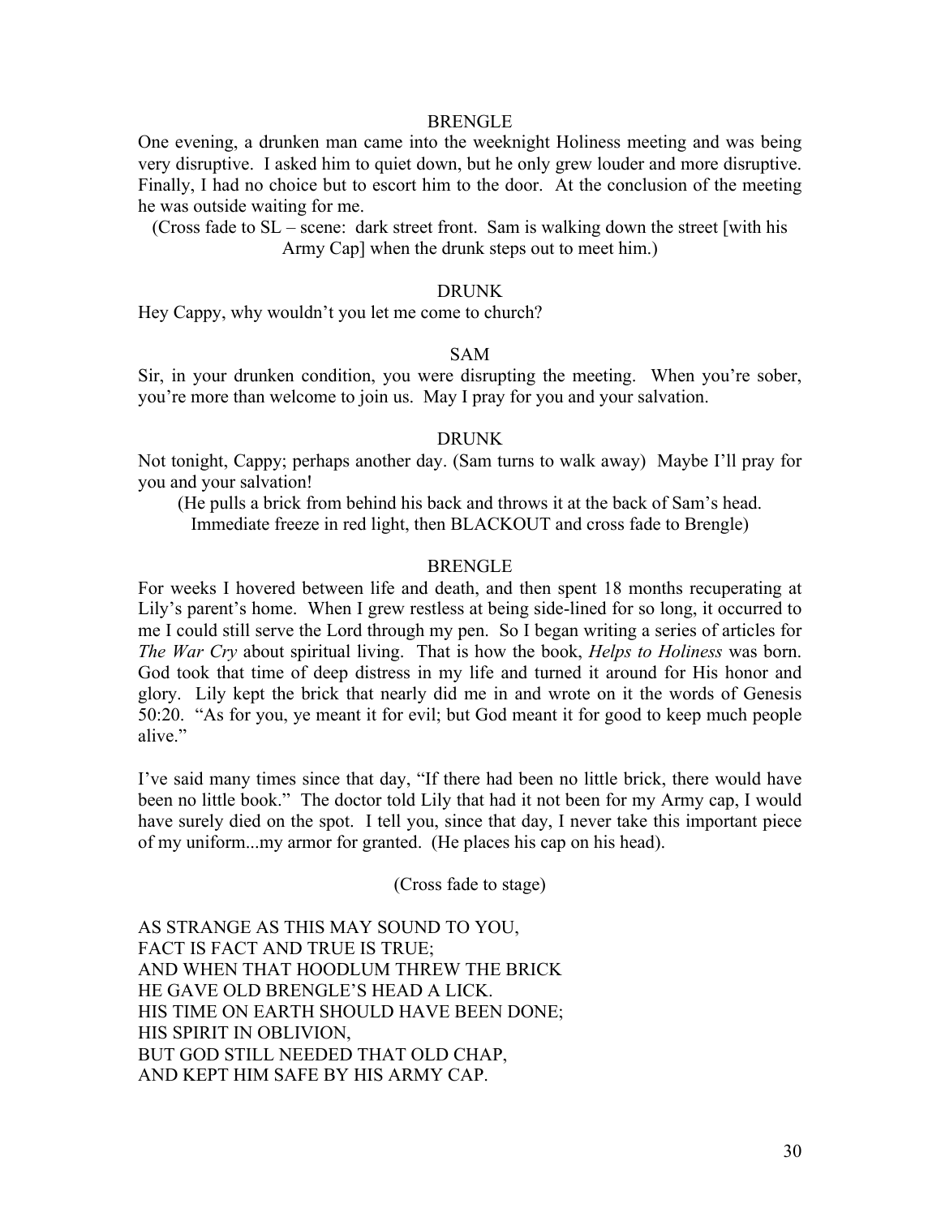BRENGLE

One evening, a drunken man came into the weeknight Holiness meeting and was being very disruptive. I asked him to quiet down, but he only grew louder and more disruptive. Finally, I had no choice but to escort him to the door. At the conclusion of the meeting he was outside waiting for me.

(Cross fade to SL – scene: dark street front. Sam is walking down the street [with his Army Cap] when the drunk steps out to meet him.)

DRUNK

Hey Cappy, why wouldn't you let me come to church?

SAM

Sir, in your drunken condition, you were disrupting the meeting. When you're sober, you're more than welcome to join us. May I pray for you and your salvation.

DRUNK

Not tonight, Cappy; perhaps another day. (Sam turns to walk away) Maybe I'll pray for you and your salvation!

(He pulls a brick from behind his back and throws it at the back of Sam's head. Immediate freeze in red light, then BLACKOUT and cross fade to Brengle)

BRENGLE

For weeks I hovered between life and death, and then spent 18 months recuperating at Lily's parent's home. When I grew restless at being side-lined for so long, it occurred to me I could still serve the Lord through my pen. So I began writing a series of articles for *The War Cry* about spiritual living. That is how the book, *Helps to Holiness* was born. God took that time of deep distress in my life and turned it around for His honor and glory. Lily kept the brick that nearly did me in and wrote on it the words of Genesis 50:20. "As for you, ye meant it for evil; but God meant it for good to keep much people alive."

I've said many times since that day, "If there had been no little brick, there would have been no little book." The doctor told Lily that had it not been for my Army cap, I would have surely died on the spot. I tell you, since that day, I never take this important piece of my uniform...my armor for granted. (He places his cap on his head).

(Cross fade to stage)

AS STRANGE AS THIS MAY SOUND TO YOU,  
FACT IS FACT AND TRUE IS TRUE;  
AND WHEN THAT HOODLUM THREW THE BRICK  
HE GAVE OLD BRENGLE'S HEAD A LICK.  
HIS TIME ON EARTH SHOULD HAVE BEEN DONE;  
HIS SPIRIT IN OBLIVION,  
BUT GOD STILL NEEDED THAT OLD CHAP,  
AND KEPT HIM SAFE BY HIS ARMY CAP.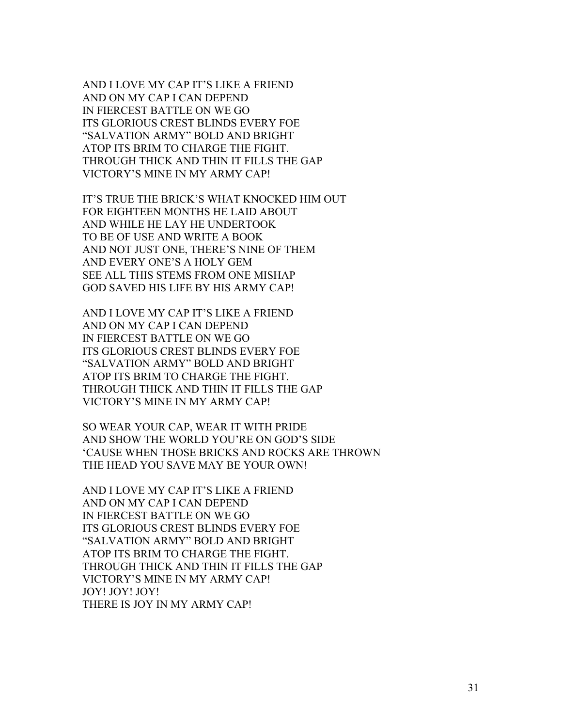AND I LOVE MY CAP IT'S LIKE A FRIEND
AND ON MY CAP I CAN DEPEND
IN FIERCEST BATTLE ON WE GO
ITS GLORIOUS CREST BLINDS EVERY FOE
"SALVATION ARMY" BOLD AND BRIGHT
ATOP ITS BRIM TO CHARGE THE FIGHT.
THROUGH THICK AND THIN IT FILLS THE GAP
VICTORY'S MINE IN MY ARMY CAP!

IT'S TRUE THE BRICK'S WHAT KNOCKED HIM OUT
FOR EIGHTEEN MONTHS HE LAID ABOUT
AND WHILE HE LAY HE UNDERTOOK
TO BE OF USE AND WRITE A BOOK
AND NOT JUST ONE, THERE'S NINE OF THEM
AND EVERY ONE'S A HOLY GEM
SEE ALL THIS STEMS FROM ONE MISHAP
GOD SAVED HIS LIFE BY HIS ARMY CAP!

AND I LOVE MY CAP IT'S LIKE A FRIEND
AND ON MY CAP I CAN DEPEND
IN FIERCEST BATTLE ON WE GO
ITS GLORIOUS CREST BLINDS EVERY FOE
"SALVATION ARMY" BOLD AND BRIGHT
ATOP ITS BRIM TO CHARGE THE FIGHT.
THROUGH THICK AND THIN IT FILLS THE GAP
VICTORY'S MINE IN MY ARMY CAP!

SO WEAR YOUR CAP, WEAR IT WITH PRIDE
AND SHOW THE WORLD YOU'RE ON GOD'S SIDE
'CAUSE WHEN THOSE BRICKS AND ROCKS ARE THROWN
THE HEAD YOU SAVE MAY BE YOUR OWN!

AND I LOVE MY CAP IT'S LIKE A FRIEND
AND ON MY CAP I CAN DEPEND
IN FIERCEST BATTLE ON WE GO
ITS GLORIOUS CREST BLINDS EVERY FOE
"SALVATION ARMY" BOLD AND BRIGHT
ATOP ITS BRIM TO CHARGE THE FIGHT.
THROUGH THICK AND THIN IT FILLS THE GAP
VICTORY'S MINE IN MY ARMY CAP!
JOY! JOY! JOY!
THERE IS JOY IN MY ARMY CAP!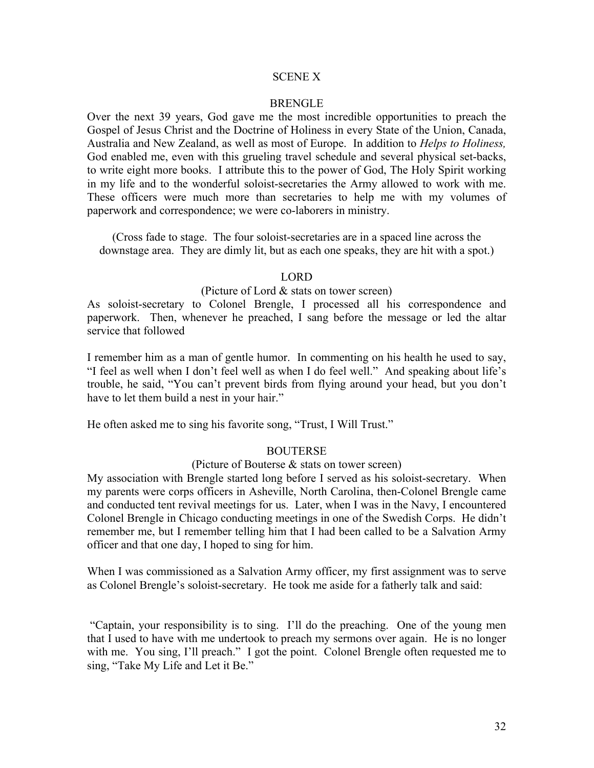SCENE X

BRENGLE

Over the next 39 years, God gave me the most incredible opportunities to preach the Gospel of Jesus Christ and the Doctrine of Holiness in every State of the Union, Canada, Australia and New Zealand, as well as most of Europe. In addition to *Helps to Holiness,* God enabled me, even with this grueling travel schedule and several physical set-backs, to write eight more books. I attribute this to the power of God, The Holy Spirit working in my life and to the wonderful soloist-secretaries the Army allowed to work with me. These officers were much more than secretaries to help me with my volumes of paperwork and correspondence; we were co-laborers in ministry.

(Cross fade to stage. The four soloist-secretaries are in a spaced line across the downstage area. They are dimly lit, but as each one speaks, they are hit with a spot.)

LORD

(Picture of Lord & stats on tower screen)

As soloist-secretary to Colonel Brengle, I processed all his correspondence and paperwork. Then, whenever he preached, I sang before the message or led the altar service that followed

I remember him as a man of gentle humor. In commenting on his health he used to say, "I feel as well when I don't feel well as when I do feel well." And speaking about life's trouble, he said, "You can't prevent birds from flying around your head, but you don't have to let them build a nest in your hair."

He often asked me to sing his favorite song, "Trust, I Will Trust."

BOUTERSE

(Picture of Bouterse & stats on tower screen)

My association with Brengle started long before I served as his soloist-secretary. When my parents were corps officers in Asheville, North Carolina, then-Colonel Brengle came and conducted tent revival meetings for us. Later, when I was in the Navy, I encountered Colonel Brengle in Chicago conducting meetings in one of the Swedish Corps. He didn't remember me, but I remember telling him that I had been called to be a Salvation Army officer and that one day, I hoped to sing for him.

When I was commissioned as a Salvation Army officer, my first assignment was to serve as Colonel Brengle's soloist-secretary. He took me aside for a fatherly talk and said:

"Captain, your responsibility is to sing. I'll do the preaching. One of the young men that I used to have with me undertook to preach my sermons over again. He is no longer with me. You sing, I'll preach." I got the point. Colonel Brengle often requested me to sing, "Take My Life and Let it Be."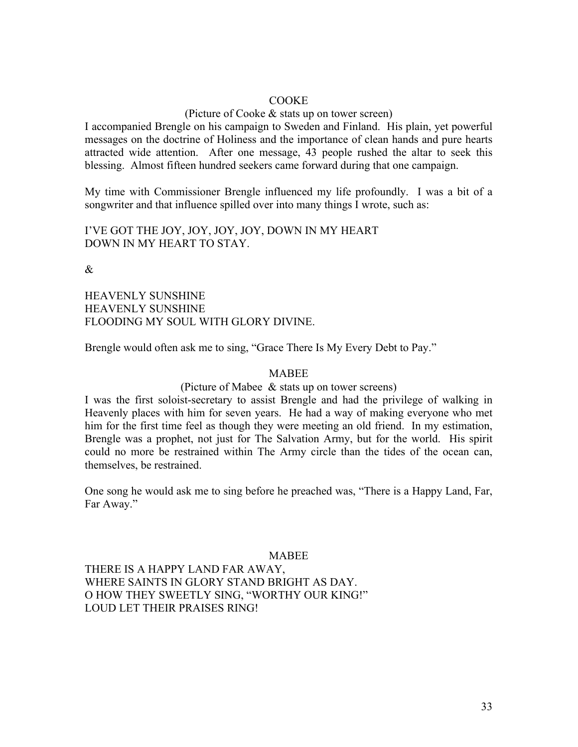COOKE

(Picture of Cooke & stats up on tower screen)

I accompanied Brengle on his campaign to Sweden and Finland. His plain, yet powerful messages on the doctrine of Holiness and the importance of clean hands and pure hearts attracted wide attention. After one message, 43 people rushed the altar to seek this blessing. Almost fifteen hundred seekers came forward during that one campaign.

My time with Commissioner Brengle influenced my life profoundly. I was a bit of a songwriter and that influence spilled over into many things I wrote, such as:

I'VE GOT THE JOY, JOY, JOY, JOY, DOWN IN MY HEART  
DOWN IN MY HEART TO STAY.

&

HEAVENLY SUNSHINE  
HEAVENLY SUNSHINE  
FLOODING MY SOUL WITH GLORY DIVINE.

Brengle would often ask me to sing, "Grace There Is My Every Debt to Pay."

MABEE

(Picture of Mabee & stats up on tower screens)

I was the first soloist-secretary to assist Brengle and had the privilege of walking in Heavenly places with him for seven years. He had a way of making everyone who met him for the first time feel as though they were meeting an old friend. In my estimation, Brengle was a prophet, not just for The Salvation Army, but for the world. His spirit could no more be restrained within The Army circle than the tides of the ocean can, themselves, be restrained.

One song he would ask me to sing before he preached was, "There is a Happy Land, Far, Far Away."

MABEE

THERE IS A HAPPY LAND FAR AWAY,  
WHERE SAINTS IN GLORY STAND BRIGHT AS DAY.  
O HOW THEY SWEETLY SING, "WORTHY OUR KING!"  
LOUD LET THEIR PRAISES RING!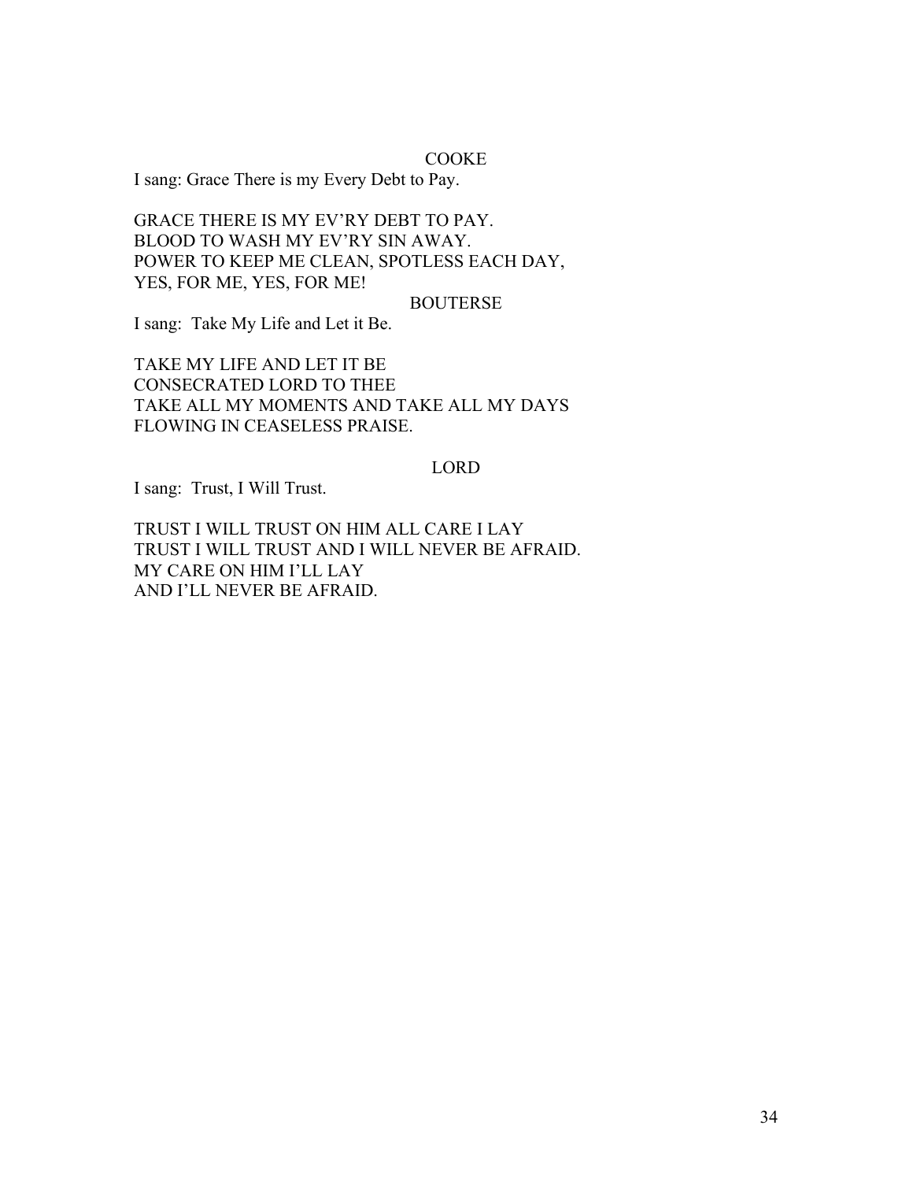COOKE

I sang: Grace There is my Every Debt to Pay.

GRACE THERE IS MY EV'RY DEBT TO PAY.
BLOOD TO WASH MY EV'RY SIN AWAY.
POWER TO KEEP ME CLEAN, SPOTLESS EACH DAY,
YES, FOR ME, YES, FOR ME!

BOUTERSE

I sang: Take My Life and Let it Be.

TAKE MY LIFE AND LET IT BE
CONSECRATED LORD TO THEE
TAKE ALL MY MOMENTS AND TAKE ALL MY DAYS
FLOWING IN CEASELESS PRAISE.

LORD

I sang: Trust, I Will Trust.

TRUST I WILL TRUST ON HIM ALL CARE I LAY
TRUST I WILL TRUST AND I WILL NEVER BE AFRAID.
MY CARE ON HIM I'LL LAY
AND I'LL NEVER BE AFRAID.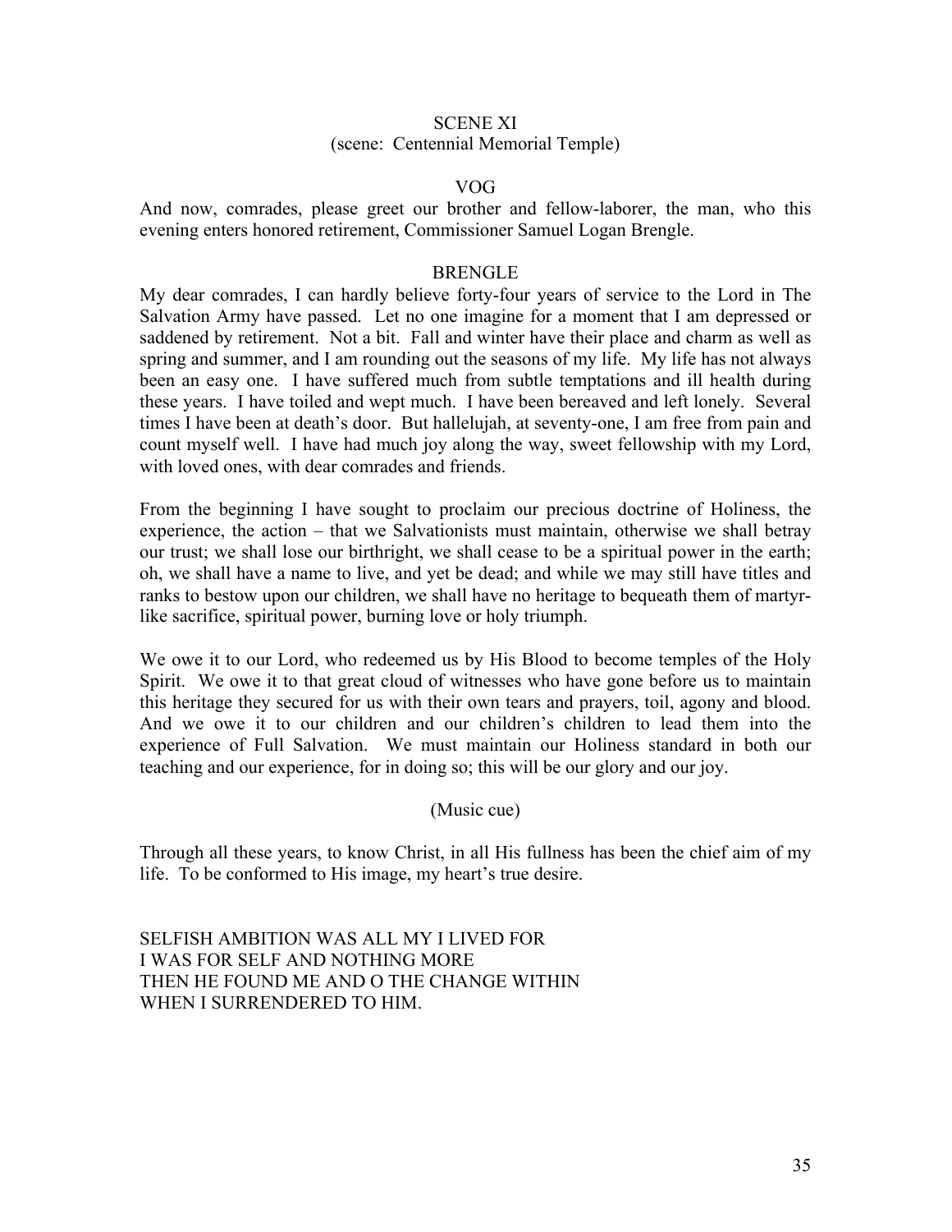SCENE XI

(scene: Centennial Memorial Temple)

VOG

And now, comrades, please greet our brother and fellow-laborer, the man, who this evening enters honored retirement, Commissioner Samuel Logan Brengle.

BRENGLE

My dear comrades, I can hardly believe forty-four years of service to the Lord in The Salvation Army have passed. Let no one imagine for a moment that I am depressed or saddened by retirement. Not a bit. Fall and winter have their place and charm as well as spring and summer, and I am rounding out the seasons of my life. My life has not always been an easy one. I have suffered much from subtle temptations and ill health during these years. I have toiled and wept much. I have been bereaved and left lonely. Several times I have been at death's door. But hallelujah, at seventy-one, I am free from pain and count myself well. I have had much joy along the way, sweet fellowship with my Lord, with loved ones, with dear comrades and friends.

From the beginning I have sought to proclaim our precious doctrine of Holiness, the experience, the action – that we Salvationists must maintain, otherwise we shall betray our trust; we shall lose our birthright, we shall cease to be a spiritual power in the earth; oh, we shall have a name to live, and yet be dead; and while we may still have titles and ranks to bestow upon our children, we shall have no heritage to bequeath them of martyr-like sacrifice, spiritual power, burning love or holy triumph.

We owe it to our Lord, who redeemed us by His Blood to become temples of the Holy Spirit. We owe it to that great cloud of witnesses who have gone before us to maintain this heritage they secured for us with their own tears and prayers, toil, agony and blood. And we owe it to our children and our children's children to lead them into the experience of Full Salvation. We must maintain our Holiness standard in both our teaching and our experience, for in doing so; this will be our glory and our joy.

(Music cue)

Through all these years, to know Christ, in all His fullness has been the chief aim of my life. To be conformed to His image, my heart's true desire.

SELFISH AMBITION WAS ALL MY I LIVED FOR
I WAS FOR SELF AND NOTHING MORE
THEN HE FOUND ME AND O THE CHANGE WITHIN
WHEN I SURRENDERED TO HIM.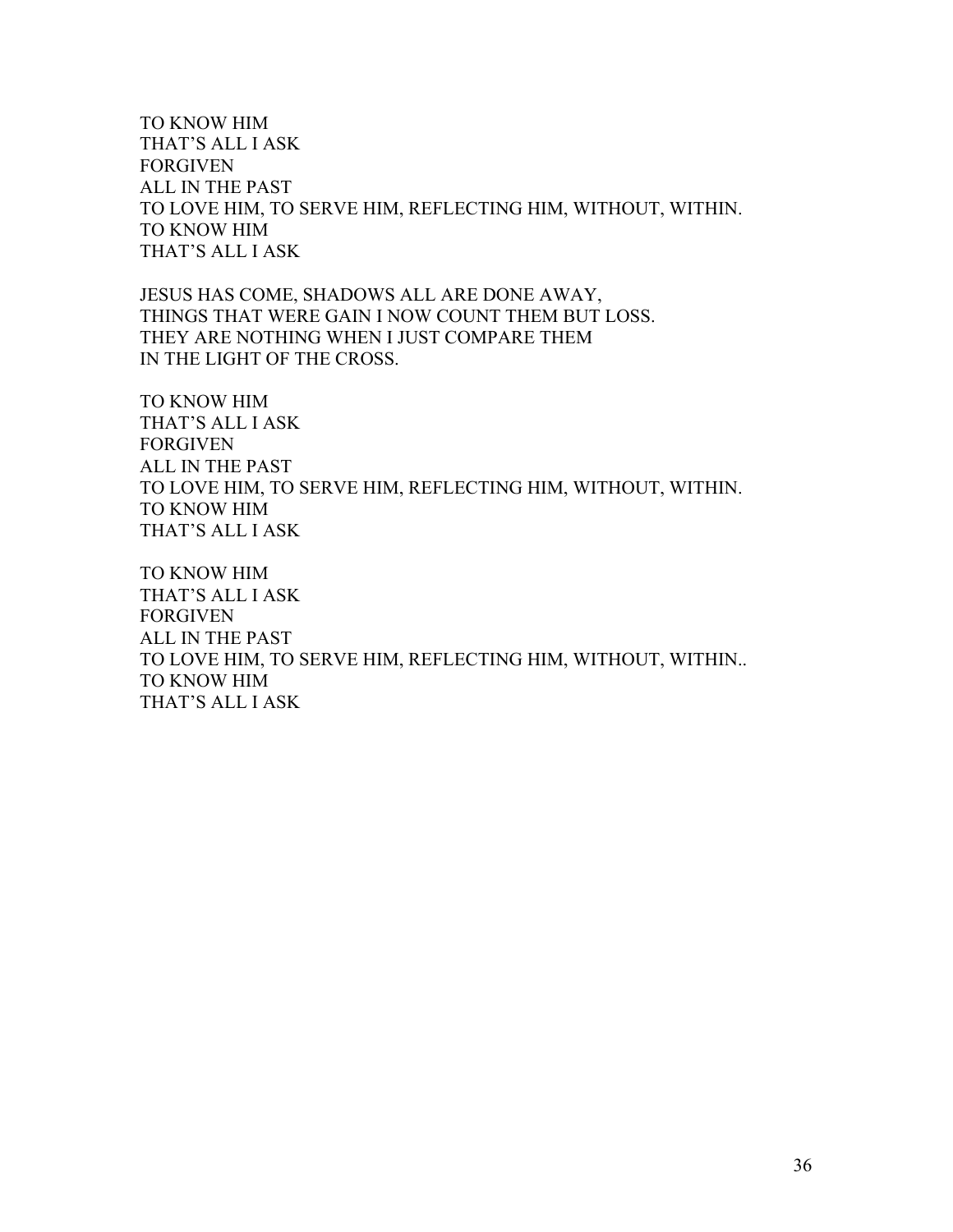TO KNOW HIM  
THAT'S ALL I ASK  
FORGIVEN  
ALL IN THE PAST  
TO LOVE HIM, TO SERVE HIM, REFLECTING HIM, WITHOUT, WITHIN.  
TO KNOW HIM  
THAT'S ALL I ASK

JESUS HAS COME, SHADOWS ALL ARE DONE AWAY,  
THINGS THAT WERE GAIN I NOW COUNT THEM BUT LOSS.  
THEY ARE NOTHING WHEN I JUST COMPARE THEM  
IN THE LIGHT OF THE CROSS.

TO KNOW HIM  
THAT'S ALL I ASK  
FORGIVEN  
ALL IN THE PAST  
TO LOVE HIM, TO SERVE HIM, REFLECTING HIM, WITHOUT, WITHIN.  
TO KNOW HIM  
THAT'S ALL I ASK

TO KNOW HIM  
THAT'S ALL I ASK  
FORGIVEN  
ALL IN THE PAST  
TO LOVE HIM, TO SERVE HIM, REFLECTING HIM, WITHOUT, WITHIN..  
TO KNOW HIM  
THAT'S ALL I ASK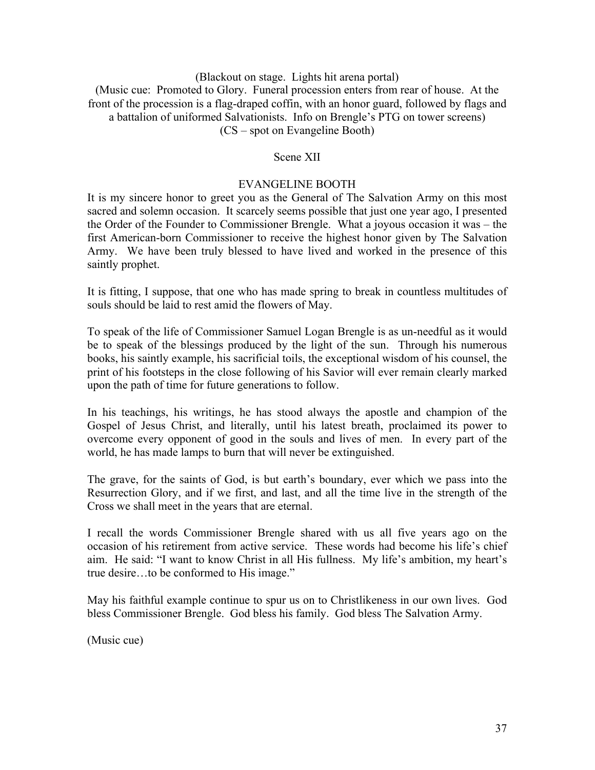(Blackout on stage. Lights hit arena portal)

(Music cue: Promoted to Glory. Funeral procession enters from rear of house. At the front of the procession is a flag-draped coffin, with an honor guard, followed by flags and a battalion of uniformed Salvationists. Info on Brengle's PTG on tower screens)

(CS – spot on Evangeline Booth)

Scene XII

EVANGELINE BOOTH

It is my sincere honor to greet you as the General of The Salvation Army on this most sacred and solemn occasion. It scarcely seems possible that just one year ago, I presented the Order of the Founder to Commissioner Brengle. What a joyous occasion it was – the first American-born Commissioner to receive the highest honor given by The Salvation Army. We have been truly blessed to have lived and worked in the presence of this saintly prophet.

It is fitting, I suppose, that one who has made spring to break in countless multitudes of souls should be laid to rest amid the flowers of May.

To speak of the life of Commissioner Samuel Logan Brengle is as un-needful as it would be to speak of the blessings produced by the light of the sun. Through his numerous books, his saintly example, his sacrificial toils, the exceptional wisdom of his counsel, the print of his footsteps in the close following of his Savior will ever remain clearly marked upon the path of time for future generations to follow.

In his teachings, his writings, he has stood always the apostle and champion of the Gospel of Jesus Christ, and literally, until his latest breath, proclaimed its power to overcome every opponent of good in the souls and lives of men. In every part of the world, he has made lamps to burn that will never be extinguished.

The grave, for the saints of God, is but earth's boundary, ever which we pass into the Resurrection Glory, and if we first, and last, and all the time live in the strength of the Cross we shall meet in the years that are eternal.

I recall the words Commissioner Brengle shared with us all five years ago on the occasion of his retirement from active service. These words had become his life's chief aim. He said: "I want to know Christ in all His fullness. My life's ambition, my heart's true desire…to be conformed to His image."

May his faithful example continue to spur us on to Christlikeness in our own lives. God bless Commissioner Brengle. God bless his family. God bless The Salvation Army.

(Music cue)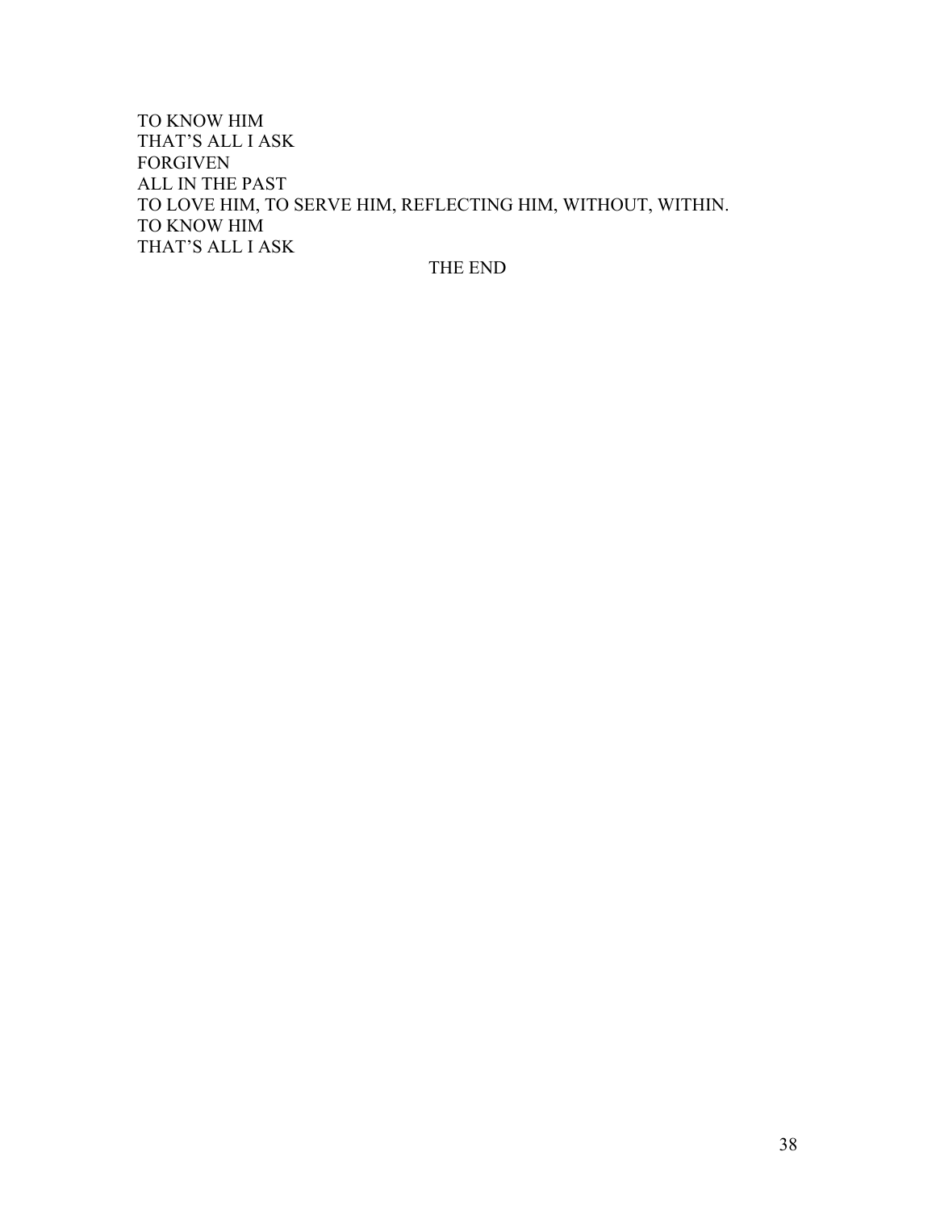TO KNOW HIM
THAT'S ALL I ASK
FORGIVEN
ALL IN THE PAST
TO LOVE HIM, TO SERVE HIM, REFLECTING HIM, WITHOUT, WITHIN.
TO KNOW HIM
THAT'S ALL I ASK

THE END